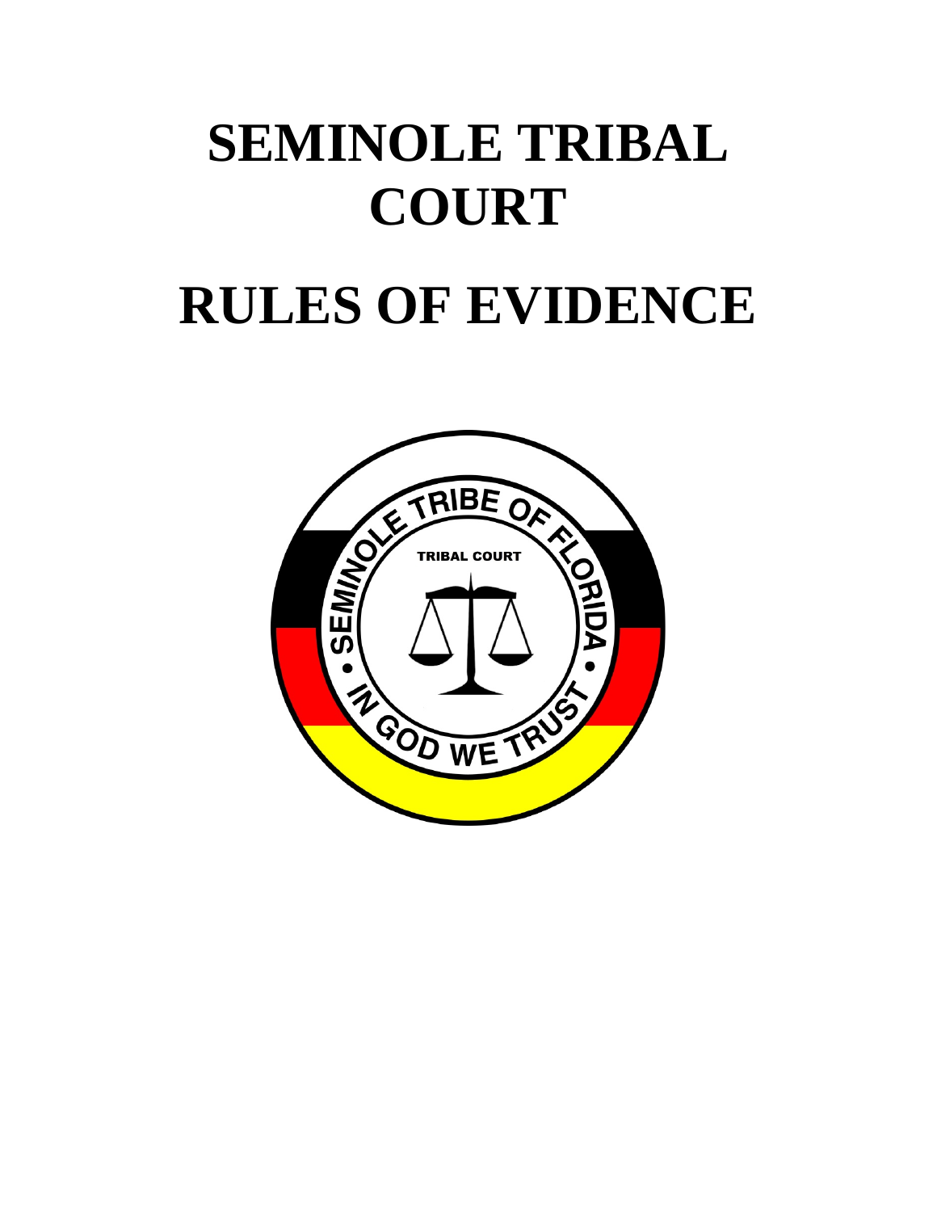# SEMINOLE TRIBAL COURT

# RULES OF EVIDENCE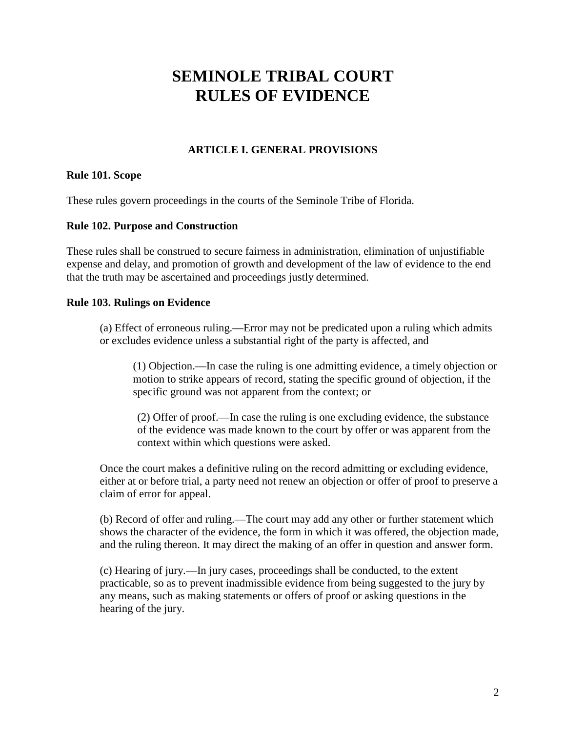# SEMINOLE TRIBAL COURT RULES OF EVIDENCE

## ARTICLE I. GENERAL PROVISIONS

### Rule 101. Scope

These rules govern proceedings in the courts of the Seminole Tribe of Florida.

### Rule 102. Purpose and Construction

These rules shall be construed to secure fairness in administration, elimination of unjustifiable expense and delay, and promotion of growth and development of the law of evidence to the end that the truth may be ascertained and proceedings justly determined.

### Rule 103. Rulings on Evidence

(a) Effect of erroneous ruling.—Error may not be predicated upon a ruling which admits or excludes evidence unless a substantial right of the party is affected, and

> (1) Objection.—In case the ruling is one admitting evidence, a timely objection or motion to strike appears of record, stating the specific ground of objection, if the specific ground was not apparent from the context; or
>
> (2) Offer of proof.—In case the ruling is one excluding evidence, the substance of the evidence was made known to the court by offer or was apparent from the context within which questions were asked.

Once the court makes a definitive ruling on the record admitting or excluding evidence, either at or before trial, a party need not renew an objection or offer of proof to preserve a claim of error for appeal.

(b) Record of offer and ruling.—The court may add any other or further statement which shows the character of the evidence, the form in which it was offered, the objection made, and the ruling thereon. It may direct the making of an offer in question and answer form.

(c) Hearing of jury.—In jury cases, proceedings shall be conducted, to the extent practicable, so as to prevent inadmissible evidence from being suggested to the jury by any means, such as making statements or offers of proof or asking questions in the hearing of the jury.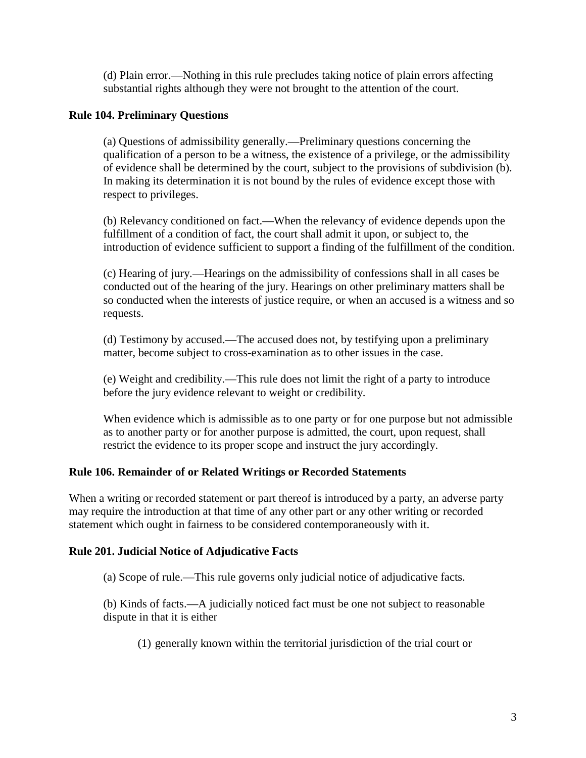(d) Plain error.—Nothing in this rule precludes taking notice of plain errors affecting substantial rights although they were not brought to the attention of the court.

**Rule 104. Preliminary Questions**

(a) Questions of admissibility generally.—Preliminary questions concerning the qualification of a person to be a witness, the existence of a privilege, or the admissibility of evidence shall be determined by the court, subject to the provisions of subdivision (b). In making its determination it is not bound by the rules of evidence except those with respect to privileges.

(b) Relevancy conditioned on fact.—When the relevancy of evidence depends upon the fulfillment of a condition of fact, the court shall admit it upon, or subject to, the introduction of evidence sufficient to support a finding of the fulfillment of the condition.

(c) Hearing of jury.—Hearings on the admissibility of confessions shall in all cases be conducted out of the hearing of the jury. Hearings on other preliminary matters shall be so conducted when the interests of justice require, or when an accused is a witness and so requests.

(d) Testimony by accused.—The accused does not, by testifying upon a preliminary matter, become subject to cross-examination as to other issues in the case.

(e) Weight and credibility.—This rule does not limit the right of a party to introduce before the jury evidence relevant to weight or credibility.

When evidence which is admissible as to one party or for one purpose but not admissible as to another party or for another purpose is admitted, the court, upon request, shall restrict the evidence to its proper scope and instruct the jury accordingly.

**Rule 106. Remainder of or Related Writings or Recorded Statements**

When a writing or recorded statement or part thereof is introduced by a party, an adverse party may require the introduction at that time of any other part or any other writing or recorded statement which ought in fairness to be considered contemporaneously with it.

**Rule 201. Judicial Notice of Adjudicative Facts**

(a) Scope of rule.—This rule governs only judicial notice of adjudicative facts.

(b) Kinds of facts.—A judicially noticed fact must be one not subject to reasonable dispute in that it is either

(1) generally known within the territorial jurisdiction of the trial court or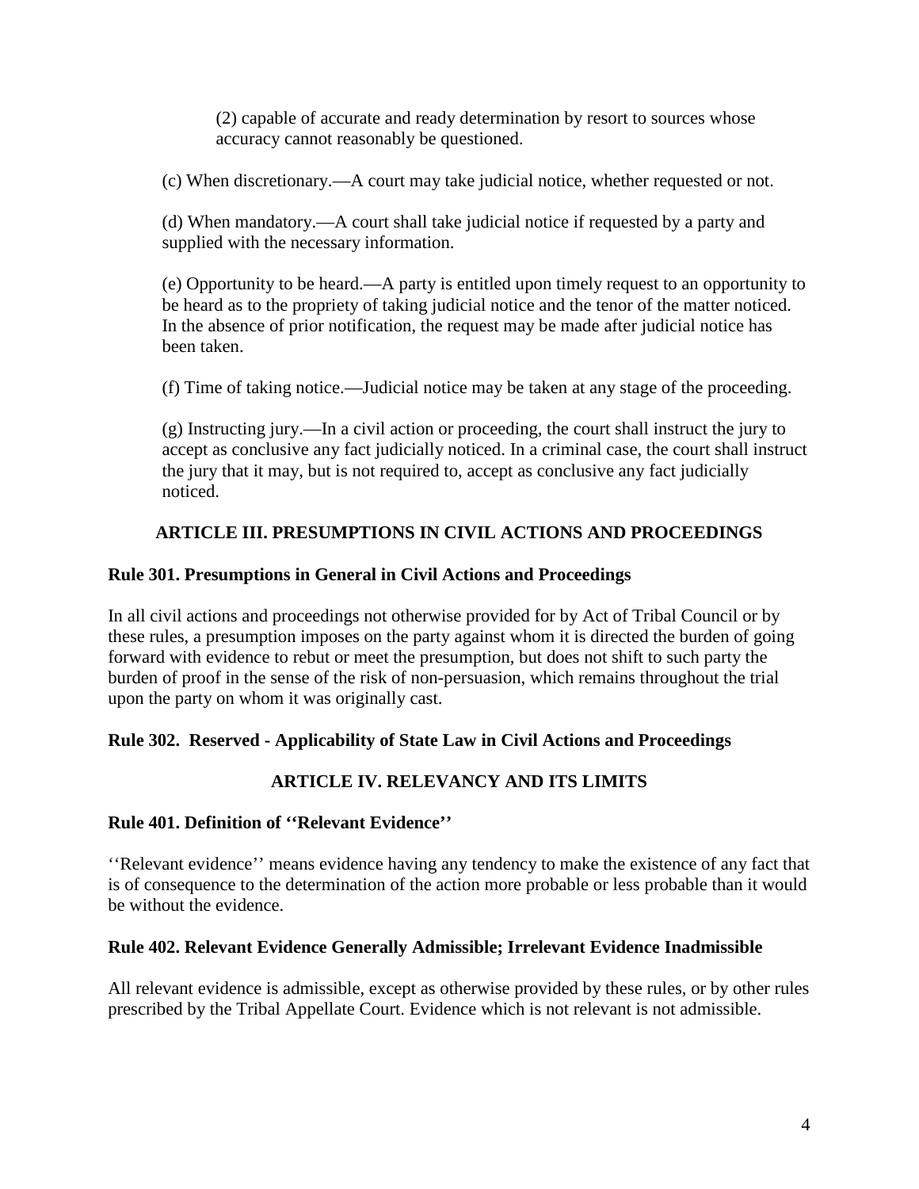(2) capable of accurate and ready determination by resort to sources whose accuracy cannot reasonably be questioned.

(c) When discretionary.—A court may take judicial notice, whether requested or not.

(d) When mandatory.—A court shall take judicial notice if requested by a party and supplied with the necessary information.

(e) Opportunity to be heard.—A party is entitled upon timely request to an opportunity to be heard as to the propriety of taking judicial notice and the tenor of the matter noticed. In the absence of prior notification, the request may be made after judicial notice has been taken.

(f) Time of taking notice.—Judicial notice may be taken at any stage of the proceeding.

(g) Instructing jury.—In a civil action or proceeding, the court shall instruct the jury to accept as conclusive any fact judicially noticed. In a criminal case, the court shall instruct the jury that it may, but is not required to, accept as conclusive any fact judicially noticed.

## ARTICLE III. PRESUMPTIONS IN CIVIL ACTIONS AND PROCEEDINGS

### Rule 301. Presumptions in General in Civil Actions and Proceedings

In all civil actions and proceedings not otherwise provided for by Act of Tribal Council or by these rules, a presumption imposes on the party against whom it is directed the burden of going forward with evidence to rebut or meet the presumption, but does not shift to such party the burden of proof in the sense of the risk of non-persuasion, which remains throughout the trial upon the party on whom it was originally cast.

### Rule 302. Reserved - Applicability of State Law in Civil Actions and Proceedings

## ARTICLE IV. RELEVANCY AND ITS LIMITS

### Rule 401. Definition of ''Relevant Evidence''

''Relevant evidence'' means evidence having any tendency to make the existence of any fact that is of consequence to the determination of the action more probable or less probable than it would be without the evidence.

### Rule 402. Relevant Evidence Generally Admissible; Irrelevant Evidence Inadmissible

All relevant evidence is admissible, except as otherwise provided by these rules, or by other rules prescribed by the Tribal Appellate Court. Evidence which is not relevant is not admissible.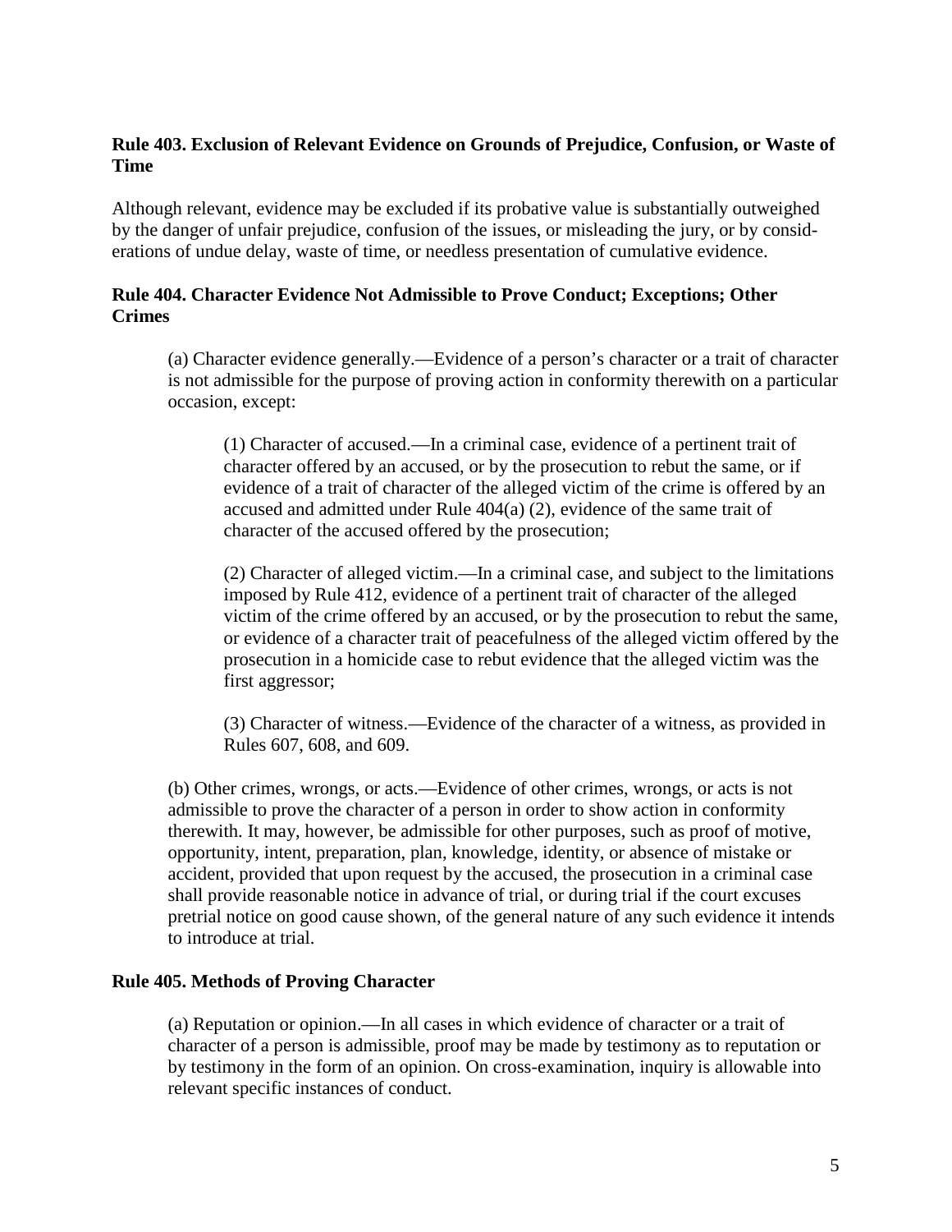### Rule 403. Exclusion of Relevant Evidence on Grounds of Prejudice, Confusion, or Waste of Time

Although relevant, evidence may be excluded if its probative value is substantially outweighed by the danger of unfair prejudice, confusion of the issues, or misleading the jury, or by considerations of undue delay, waste of time, or needless presentation of cumulative evidence.

### Rule 404. Character Evidence Not Admissible to Prove Conduct; Exceptions; Other Crimes

(a) Character evidence generally.—Evidence of a person's character or a trait of character is not admissible for the purpose of proving action in conformity therewith on a particular occasion, except:

(1) Character of accused.—In a criminal case, evidence of a pertinent trait of character offered by an accused, or by the prosecution to rebut the same, or if evidence of a trait of character of the alleged victim of the crime is offered by an accused and admitted under Rule 404(a) (2), evidence of the same trait of character of the accused offered by the prosecution;

(2) Character of alleged victim.—In a criminal case, and subject to the limitations imposed by Rule 412, evidence of a pertinent trait of character of the alleged victim of the crime offered by an accused, or by the prosecution to rebut the same, or evidence of a character trait of peacefulness of the alleged victim offered by the prosecution in a homicide case to rebut evidence that the alleged victim was the first aggressor;

(3) Character of witness.—Evidence of the character of a witness, as provided in Rules 607, 608, and 609.

(b) Other crimes, wrongs, or acts.—Evidence of other crimes, wrongs, or acts is not admissible to prove the character of a person in order to show action in conformity therewith. It may, however, be admissible for other purposes, such as proof of motive, opportunity, intent, preparation, plan, knowledge, identity, or absence of mistake or accident, provided that upon request by the accused, the prosecution in a criminal case shall provide reasonable notice in advance of trial, or during trial if the court excuses pretrial notice on good cause shown, of the general nature of any such evidence it intends to introduce at trial.

### Rule 405. Methods of Proving Character

(a) Reputation or opinion.—In all cases in which evidence of character or a trait of character of a person is admissible, proof may be made by testimony as to reputation or by testimony in the form of an opinion. On cross-examination, inquiry is allowable into relevant specific instances of conduct.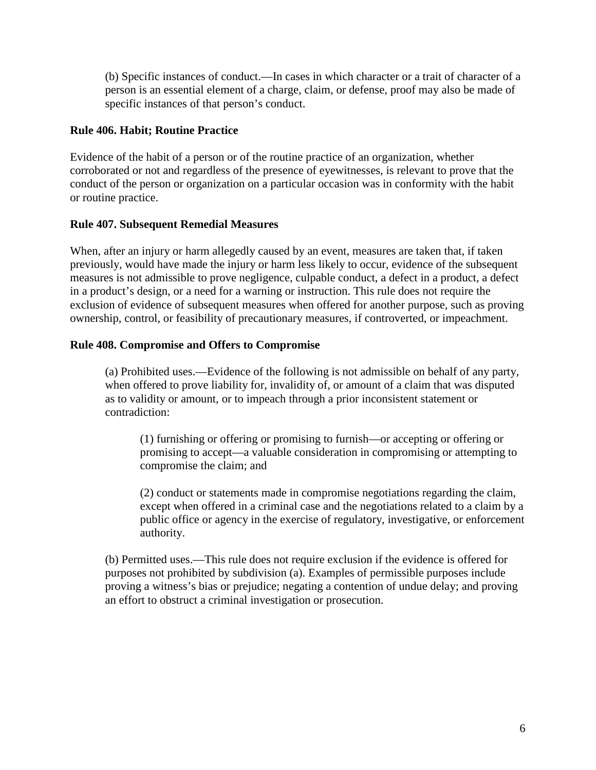(b) Specific instances of conduct.—In cases in which character or a trait of character of a person is an essential element of a charge, claim, or defense, proof may also be made of specific instances of that person's conduct.

**Rule 406. Habit; Routine Practice**

Evidence of the habit of a person or of the routine practice of an organization, whether corroborated or not and regardless of the presence of eyewitnesses, is relevant to prove that the conduct of the person or organization on a particular occasion was in conformity with the habit or routine practice.

**Rule 407. Subsequent Remedial Measures**

When, after an injury or harm allegedly caused by an event, measures are taken that, if taken previously, would have made the injury or harm less likely to occur, evidence of the subsequent measures is not admissible to prove negligence, culpable conduct, a defect in a product, a defect in a product's design, or a need for a warning or instruction. This rule does not require the exclusion of evidence of subsequent measures when offered for another purpose, such as proving ownership, control, or feasibility of precautionary measures, if controverted, or impeachment.

**Rule 408. Compromise and Offers to Compromise**

(a) Prohibited uses.—Evidence of the following is not admissible on behalf of any party, when offered to prove liability for, invalidity of, or amount of a claim that was disputed as to validity or amount, or to impeach through a prior inconsistent statement or contradiction:

(1) furnishing or offering or promising to furnish—or accepting or offering or promising to accept—a valuable consideration in compromising or attempting to compromise the claim; and

(2) conduct or statements made in compromise negotiations regarding the claim, except when offered in a criminal case and the negotiations related to a claim by a public office or agency in the exercise of regulatory, investigative, or enforcement authority.

(b) Permitted uses.—This rule does not require exclusion if the evidence is offered for purposes not prohibited by subdivision (a). Examples of permissible purposes include proving a witness's bias or prejudice; negating a contention of undue delay; and proving an effort to obstruct a criminal investigation or prosecution.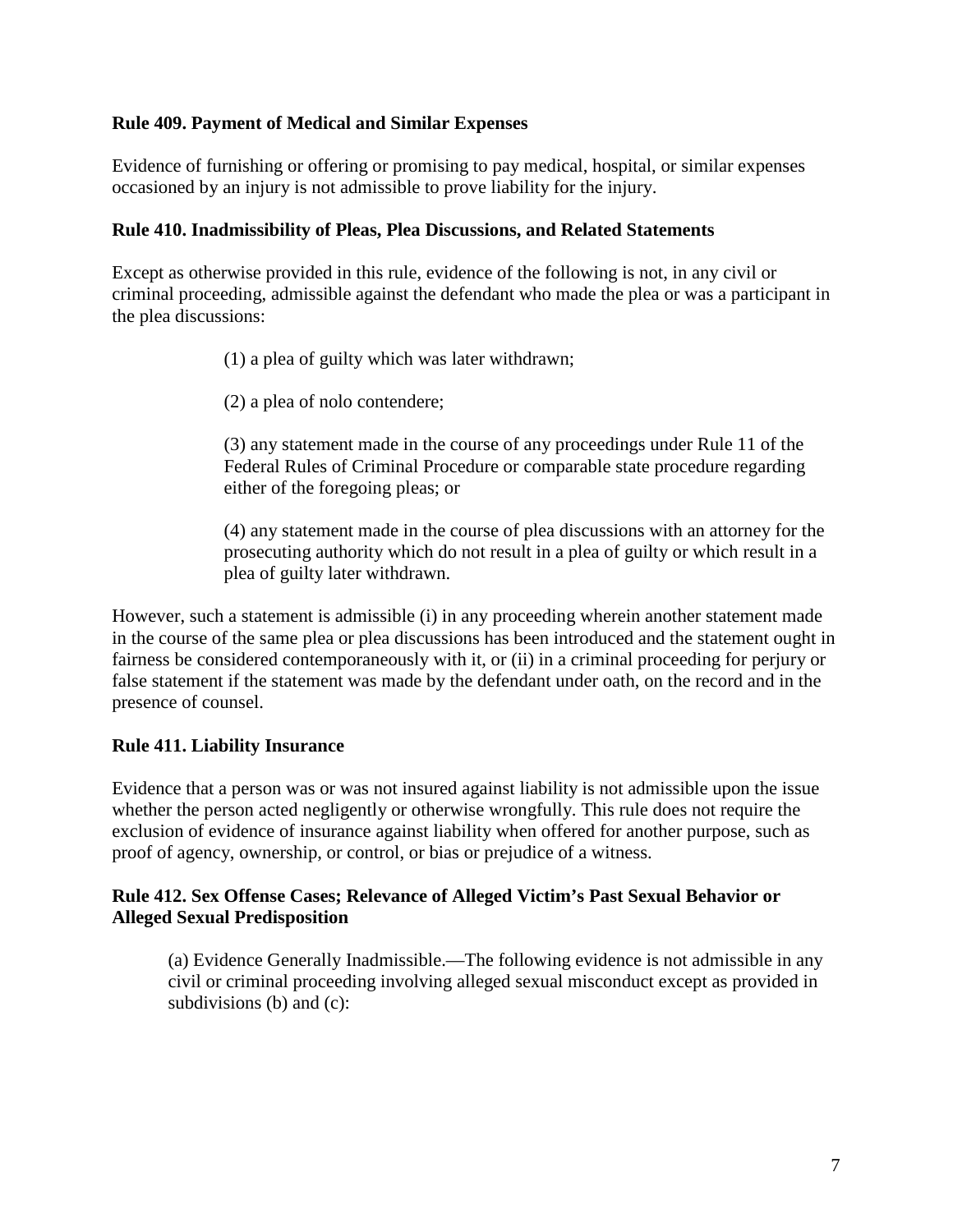**Rule 409. Payment of Medical and Similar Expenses**

Evidence of furnishing or offering or promising to pay medical, hospital, or similar expenses occasioned by an injury is not admissible to prove liability for the injury.

**Rule 410. Inadmissibility of Pleas, Plea Discussions, and Related Statements**

Except as otherwise provided in this rule, evidence of the following is not, in any civil or criminal proceeding, admissible against the defendant who made the plea or was a participant in the plea discussions:

> (1) a plea of guilty which was later withdrawn;
>
> (2) a plea of nolo contendere;
>
> (3) any statement made in the course of any proceedings under Rule 11 of the Federal Rules of Criminal Procedure or comparable state procedure regarding either of the foregoing pleas; or
>
> (4) any statement made in the course of plea discussions with an attorney for the prosecuting authority which do not result in a plea of guilty or which result in a plea of guilty later withdrawn.

However, such a statement is admissible (i) in any proceeding wherein another statement made in the course of the same plea or plea discussions has been introduced and the statement ought in fairness be considered contemporaneously with it, or (ii) in a criminal proceeding for perjury or false statement if the statement was made by the defendant under oath, on the record and in the presence of counsel.

**Rule 411. Liability Insurance**

Evidence that a person was or was not insured against liability is not admissible upon the issue whether the person acted negligently or otherwise wrongfully. This rule does not require the exclusion of evidence of insurance against liability when offered for another purpose, such as proof of agency, ownership, or control, or bias or prejudice of a witness.

**Rule 412. Sex Offense Cases; Relevance of Alleged Victim's Past Sexual Behavior or Alleged Sexual Predisposition**

> (a) Evidence Generally Inadmissible.—The following evidence is not admissible in any civil or criminal proceeding involving alleged sexual misconduct except as provided in subdivisions (b) and (c):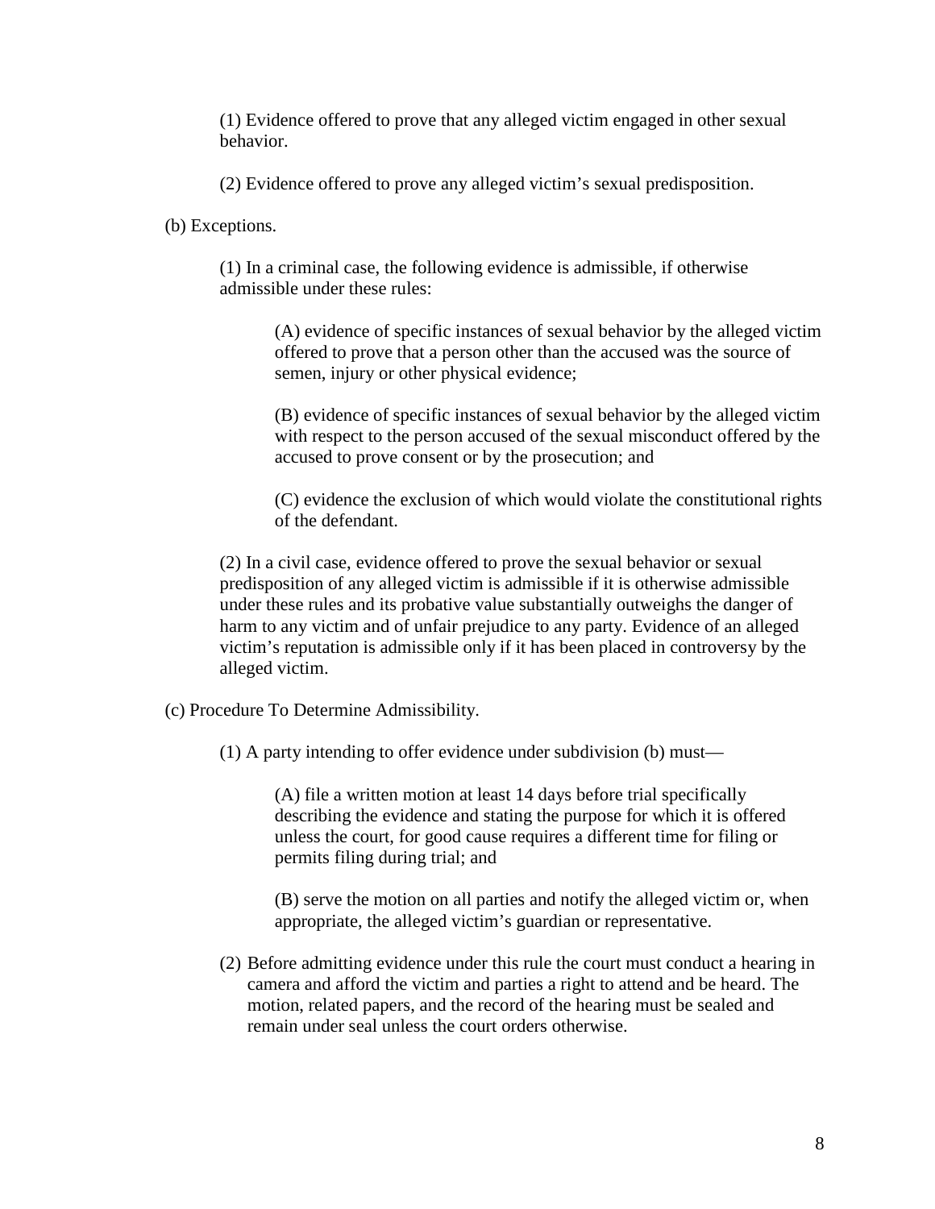(1) Evidence offered to prove that any alleged victim engaged in other sexual behavior.

(2) Evidence offered to prove any alleged victim's sexual predisposition.

(b) Exceptions.

(1) In a criminal case, the following evidence is admissible, if otherwise admissible under these rules:

(A) evidence of specific instances of sexual behavior by the alleged victim offered to prove that a person other than the accused was the source of semen, injury or other physical evidence;

(B) evidence of specific instances of sexual behavior by the alleged victim with respect to the person accused of the sexual misconduct offered by the accused to prove consent or by the prosecution; and

(C) evidence the exclusion of which would violate the constitutional rights of the defendant.

(2) In a civil case, evidence offered to prove the sexual behavior or sexual predisposition of any alleged victim is admissible if it is otherwise admissible under these rules and its probative value substantially outweighs the danger of harm to any victim and of unfair prejudice to any party. Evidence of an alleged victim's reputation is admissible only if it has been placed in controversy by the alleged victim.

(c) Procedure To Determine Admissibility.

(1) A party intending to offer evidence under subdivision (b) must—

(A) file a written motion at least 14 days before trial specifically describing the evidence and stating the purpose for which it is offered unless the court, for good cause requires a different time for filing or permits filing during trial; and

(B) serve the motion on all parties and notify the alleged victim or, when appropriate, the alleged victim's guardian or representative.

(2) Before admitting evidence under this rule the court must conduct a hearing in camera and afford the victim and parties a right to attend and be heard. The motion, related papers, and the record of the hearing must be sealed and remain under seal unless the court orders otherwise.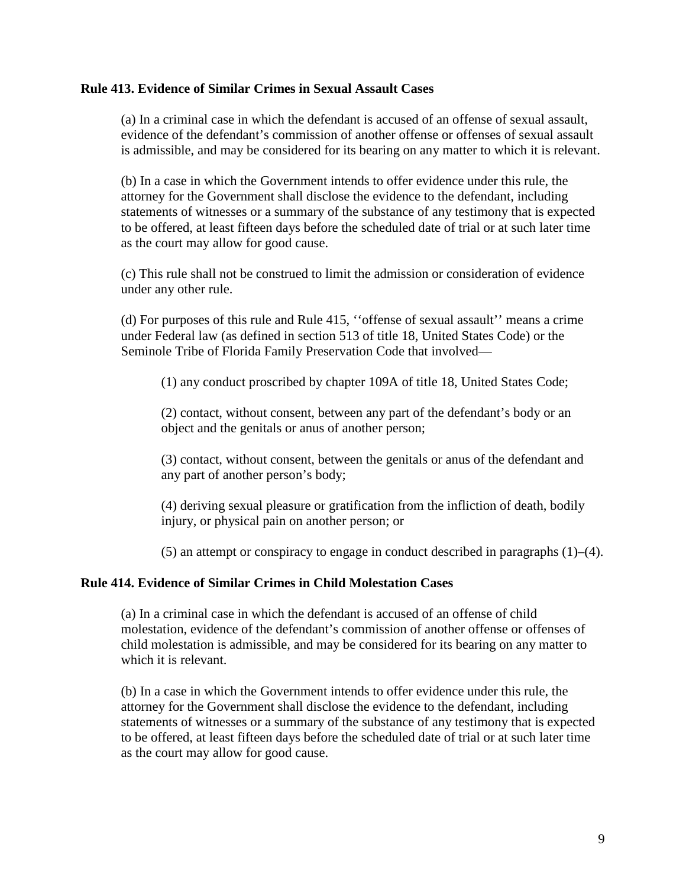**Rule 413. Evidence of Similar Crimes in Sexual Assault Cases**

(a) In a criminal case in which the defendant is accused of an offense of sexual assault, evidence of the defendant's commission of another offense or offenses of sexual assault is admissible, and may be considered for its bearing on any matter to which it is relevant.

(b) In a case in which the Government intends to offer evidence under this rule, the attorney for the Government shall disclose the evidence to the defendant, including statements of witnesses or a summary of the substance of any testimony that is expected to be offered, at least fifteen days before the scheduled date of trial or at such later time as the court may allow for good cause.

(c) This rule shall not be construed to limit the admission or consideration of evidence under any other rule.

(d) For purposes of this rule and Rule 415, ''offense of sexual assault'' means a crime under Federal law (as defined in section 513 of title 18, United States Code) or the Seminole Tribe of Florida Family Preservation Code that involved—

(1) any conduct proscribed by chapter 109A of title 18, United States Code;

(2) contact, without consent, between any part of the defendant's body or an object and the genitals or anus of another person;

(3) contact, without consent, between the genitals or anus of the defendant and any part of another person's body;

(4) deriving sexual pleasure or gratification from the infliction of death, bodily injury, or physical pain on another person; or

(5) an attempt or conspiracy to engage in conduct described in paragraphs (1)–(4).

**Rule 414. Evidence of Similar Crimes in Child Molestation Cases**

(a) In a criminal case in which the defendant is accused of an offense of child molestation, evidence of the defendant's commission of another offense or offenses of child molestation is admissible, and may be considered for its bearing on any matter to which it is relevant.

(b) In a case in which the Government intends to offer evidence under this rule, the attorney for the Government shall disclose the evidence to the defendant, including statements of witnesses or a summary of the substance of any testimony that is expected to be offered, at least fifteen days before the scheduled date of trial or at such later time as the court may allow for good cause.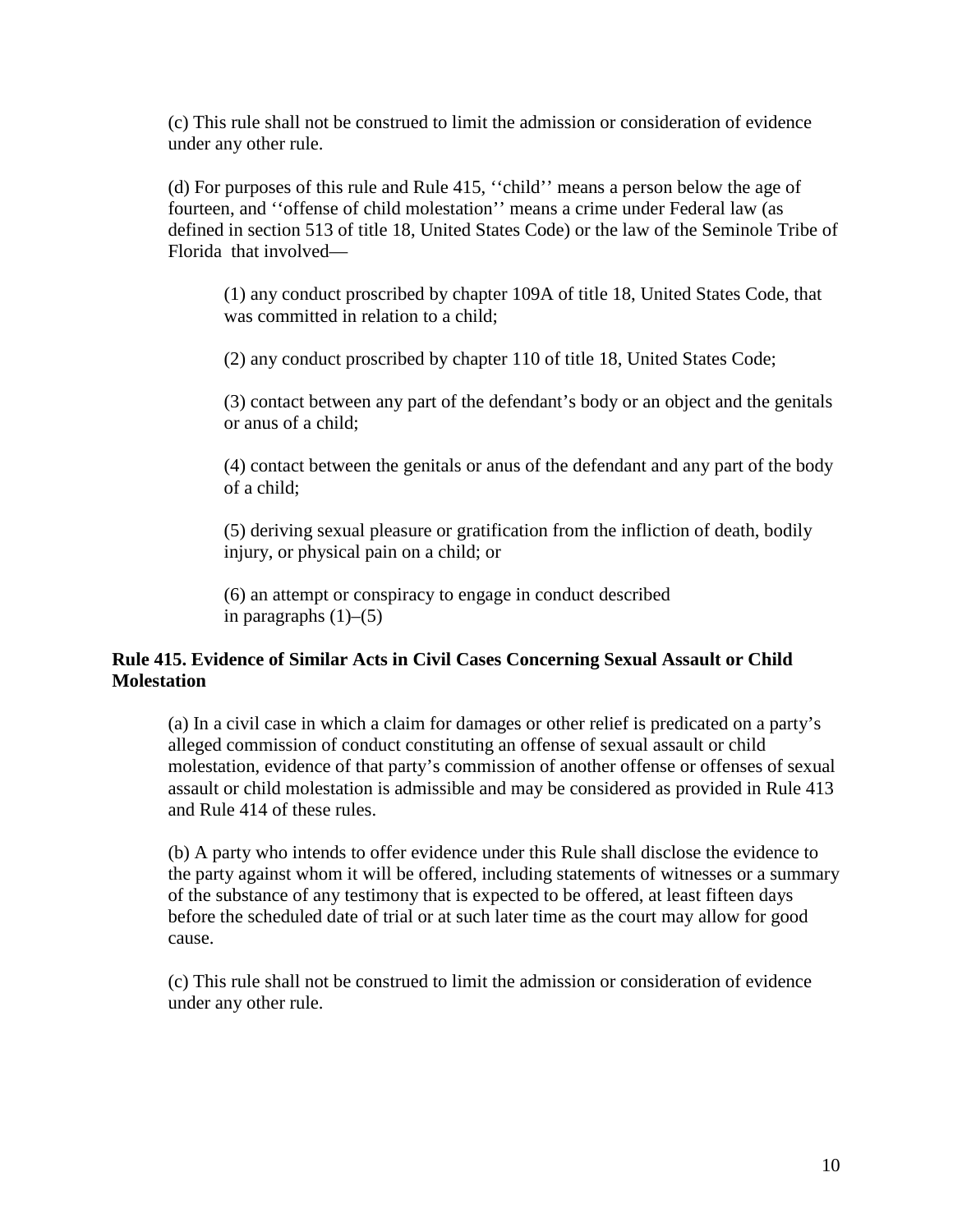(c) This rule shall not be construed to limit the admission or consideration of evidence under any other rule.

(d) For purposes of this rule and Rule 415, ''child'' means a person below the age of fourteen, and ''offense of child molestation'' means a crime under Federal law (as defined in section 513 of title 18, United States Code) or the law of the Seminole Tribe of Florida that involved—

> (1) any conduct proscribed by chapter 109A of title 18, United States Code, that was committed in relation to a child;
>
> (2) any conduct proscribed by chapter 110 of title 18, United States Code;
>
> (3) contact between any part of the defendant's body or an object and the genitals or anus of a child;
>
> (4) contact between the genitals or anus of the defendant and any part of the body of a child;
>
> (5) deriving sexual pleasure or gratification from the infliction of death, bodily injury, or physical pain on a child; or
>
> (6) an attempt or conspiracy to engage in conduct described in paragraphs (1)–(5)

**Rule 415. Evidence of Similar Acts in Civil Cases Concerning Sexual Assault or Child Molestation**

(a) In a civil case in which a claim for damages or other relief is predicated on a party's alleged commission of conduct constituting an offense of sexual assault or child molestation, evidence of that party's commission of another offense or offenses of sexual assault or child molestation is admissible and may be considered as provided in Rule 413 and Rule 414 of these rules.

(b) A party who intends to offer evidence under this Rule shall disclose the evidence to the party against whom it will be offered, including statements of witnesses or a summary of the substance of any testimony that is expected to be offered, at least fifteen days before the scheduled date of trial or at such later time as the court may allow for good cause.

(c) This rule shall not be construed to limit the admission or consideration of evidence under any other rule.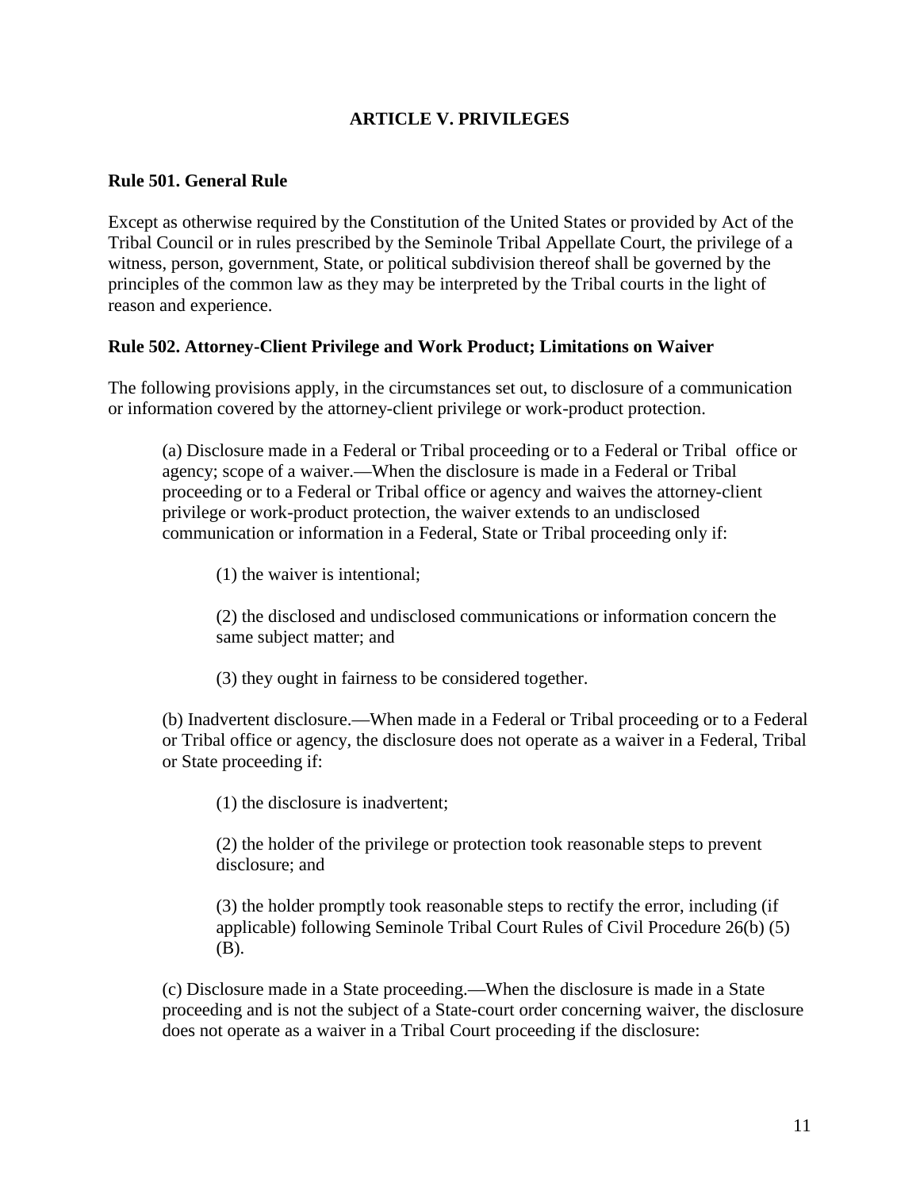## ARTICLE V. PRIVILEGES

### Rule 501. General Rule

Except as otherwise required by the Constitution of the United States or provided by Act of the Tribal Council or in rules prescribed by the Seminole Tribal Appellate Court, the privilege of a witness, person, government, State, or political subdivision thereof shall be governed by the principles of the common law as they may be interpreted by the Tribal courts in the light of reason and experience.

### Rule 502. Attorney-Client Privilege and Work Product; Limitations on Waiver

The following provisions apply, in the circumstances set out, to disclosure of a communication or information covered by the attorney-client privilege or work-product protection.

(a) Disclosure made in a Federal or Tribal proceeding or to a Federal or Tribal office or agency; scope of a waiver.—When the disclosure is made in a Federal or Tribal proceeding or to a Federal or Tribal office or agency and waives the attorney-client privilege or work-product protection, the waiver extends to an undisclosed communication or information in a Federal, State or Tribal proceeding only if:

(1) the waiver is intentional;

(2) the disclosed and undisclosed communications or information concern the same subject matter; and

(3) they ought in fairness to be considered together.

(b) Inadvertent disclosure.—When made in a Federal or Tribal proceeding or to a Federal or Tribal office or agency, the disclosure does not operate as a waiver in a Federal, Tribal or State proceeding if:

(1) the disclosure is inadvertent;

(2) the holder of the privilege or protection took reasonable steps to prevent disclosure; and

(3) the holder promptly took reasonable steps to rectify the error, including (if applicable) following Seminole Tribal Court Rules of Civil Procedure 26(b) (5) (B).

(c) Disclosure made in a State proceeding.—When the disclosure is made in a State proceeding and is not the subject of a State-court order concerning waiver, the disclosure does not operate as a waiver in a Tribal Court proceeding if the disclosure: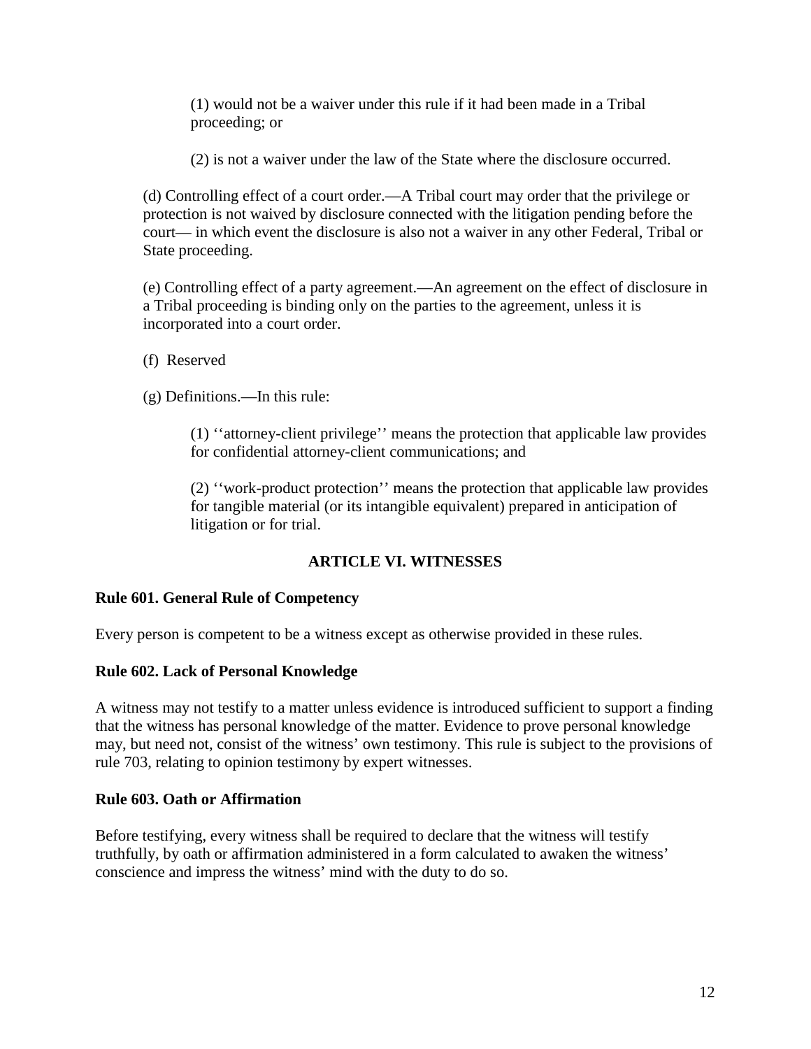(1) would not be a waiver under this rule if it had been made in a Tribal proceeding; or

(2) is not a waiver under the law of the State where the disclosure occurred.

(d) Controlling effect of a court order.—A Tribal court may order that the privilege or protection is not waived by disclosure connected with the litigation pending before the court— in which event the disclosure is also not a waiver in any other Federal, Tribal or State proceeding.

(e) Controlling effect of a party agreement.—An agreement on the effect of disclosure in a Tribal proceeding is binding only on the parties to the agreement, unless it is incorporated into a court order.

(f) Reserved

(g) Definitions.—In this rule:

(1) ''attorney-client privilege'' means the protection that applicable law provides for confidential attorney-client communications; and

(2) ''work-product protection'' means the protection that applicable law provides for tangible material (or its intangible equivalent) prepared in anticipation of litigation or for trial.

## ARTICLE VI. WITNESSES

### Rule 601. General Rule of Competency

Every person is competent to be a witness except as otherwise provided in these rules.

### Rule 602. Lack of Personal Knowledge

A witness may not testify to a matter unless evidence is introduced sufficient to support a finding that the witness has personal knowledge of the matter. Evidence to prove personal knowledge may, but need not, consist of the witness' own testimony. This rule is subject to the provisions of rule 703, relating to opinion testimony by expert witnesses.

### Rule 603. Oath or Affirmation

Before testifying, every witness shall be required to declare that the witness will testify truthfully, by oath or affirmation administered in a form calculated to awaken the witness' conscience and impress the witness' mind with the duty to do so.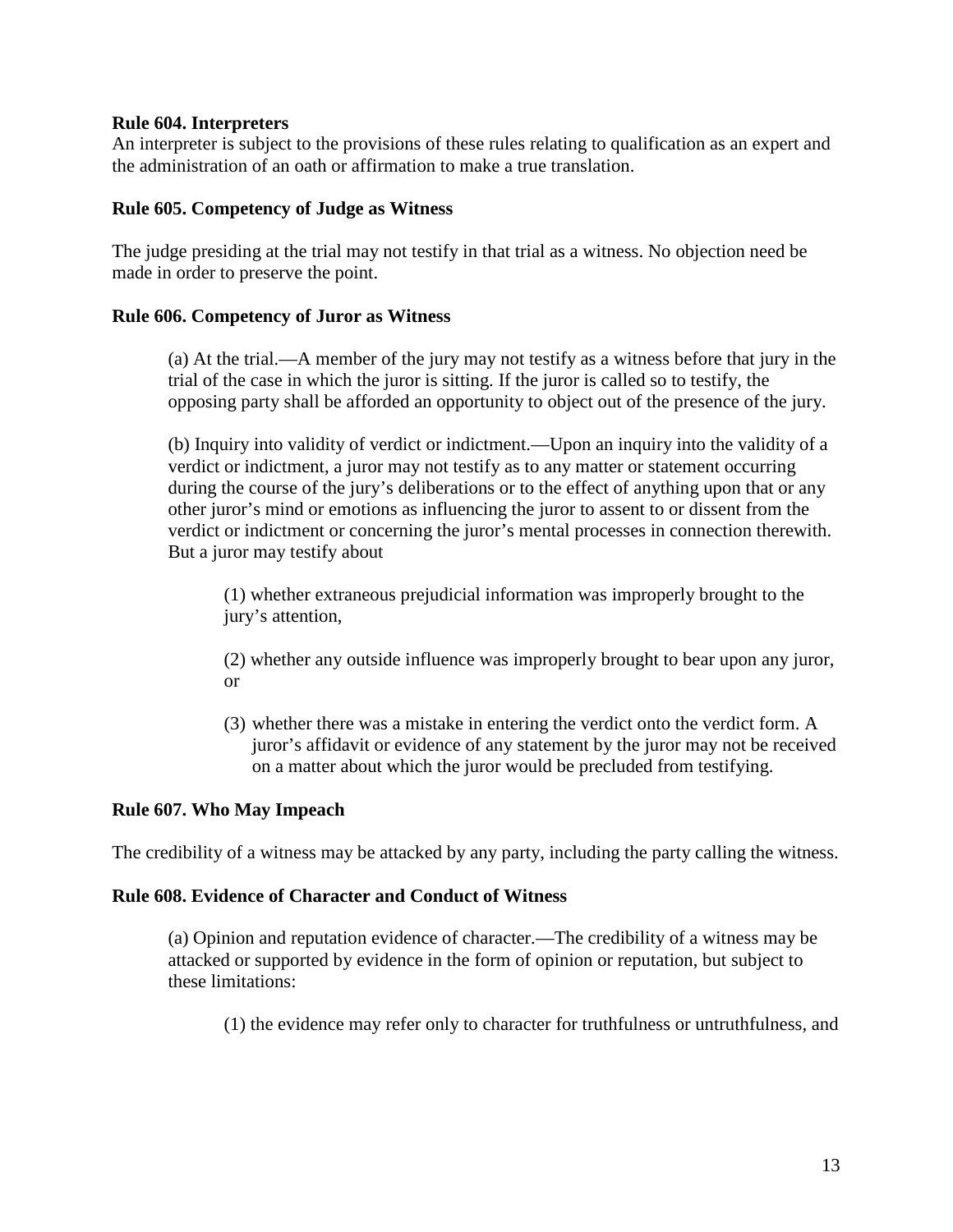**Rule 604. Interpreters**

An interpreter is subject to the provisions of these rules relating to qualification as an expert and the administration of an oath or affirmation to make a true translation.

**Rule 605. Competency of Judge as Witness**

The judge presiding at the trial may not testify in that trial as a witness. No objection need be made in order to preserve the point.

**Rule 606. Competency of Juror as Witness**

> (a) At the trial.—A member of the jury may not testify as a witness before that jury in the trial of the case in which the juror is sitting. If the juror is called so to testify, the opposing party shall be afforded an opportunity to object out of the presence of the jury.
>
> (b) Inquiry into validity of verdict or indictment.—Upon an inquiry into the validity of a verdict or indictment, a juror may not testify as to any matter or statement occurring during the course of the jury's deliberations or to the effect of anything upon that or any other juror's mind or emotions as influencing the juror to assent to or dissent from the verdict or indictment or concerning the juror's mental processes in connection therewith. But a juror may testify about
>
> > (1) whether extraneous prejudicial information was improperly brought to the jury's attention,
> >
> > (2) whether any outside influence was improperly brought to bear upon any juror, or
> >
> > (3) whether there was a mistake in entering the verdict onto the verdict form. A juror's affidavit or evidence of any statement by the juror may not be received on a matter about which the juror would be precluded from testifying.

**Rule 607. Who May Impeach**

The credibility of a witness may be attacked by any party, including the party calling the witness.

**Rule 608. Evidence of Character and Conduct of Witness**

> (a) Opinion and reputation evidence of character.—The credibility of a witness may be attacked or supported by evidence in the form of opinion or reputation, but subject to these limitations:
>
> > (1) the evidence may refer only to character for truthfulness or untruthfulness, and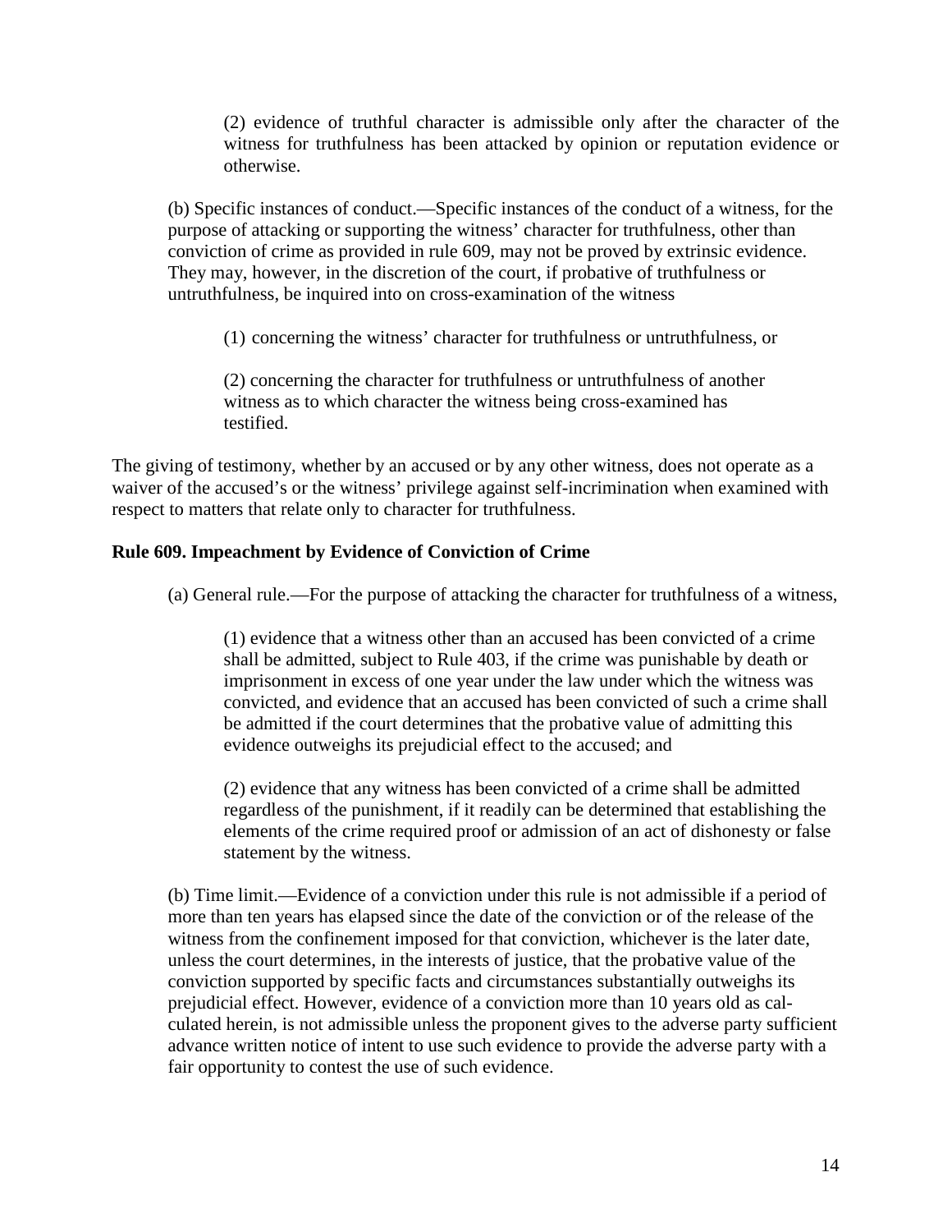(2) evidence of truthful character is admissible only after the character of the witness for truthfulness has been attacked by opinion or reputation evidence or otherwise.

(b) Specific instances of conduct.—Specific instances of the conduct of a witness, for the purpose of attacking or supporting the witness' character for truthfulness, other than conviction of crime as provided in rule 609, may not be proved by extrinsic evidence. They may, however, in the discretion of the court, if probative of truthfulness or untruthfulness, be inquired into on cross-examination of the witness

(1) concerning the witness' character for truthfulness or untruthfulness, or

(2) concerning the character for truthfulness or untruthfulness of another witness as to which character the witness being cross-examined has testified.

The giving of testimony, whether by an accused or by any other witness, does not operate as a waiver of the accused's or the witness' privilege against self-incrimination when examined with respect to matters that relate only to character for truthfulness.

**Rule 609. Impeachment by Evidence of Conviction of Crime**

(a) General rule.—For the purpose of attacking the character for truthfulness of a witness,

(1) evidence that a witness other than an accused has been convicted of a crime shall be admitted, subject to Rule 403, if the crime was punishable by death or imprisonment in excess of one year under the law under which the witness was convicted, and evidence that an accused has been convicted of such a crime shall be admitted if the court determines that the probative value of admitting this evidence outweighs its prejudicial effect to the accused; and

(2) evidence that any witness has been convicted of a crime shall be admitted regardless of the punishment, if it readily can be determined that establishing the elements of the crime required proof or admission of an act of dishonesty or false statement by the witness.

(b) Time limit.—Evidence of a conviction under this rule is not admissible if a period of more than ten years has elapsed since the date of the conviction or of the release of the witness from the confinement imposed for that conviction, whichever is the later date, unless the court determines, in the interests of justice, that the probative value of the conviction supported by specific facts and circumstances substantially outweighs its prejudicial effect. However, evidence of a conviction more than 10 years old as calculated herein, is not admissible unless the proponent gives to the adverse party sufficient advance written notice of intent to use such evidence to provide the adverse party with a fair opportunity to contest the use of such evidence.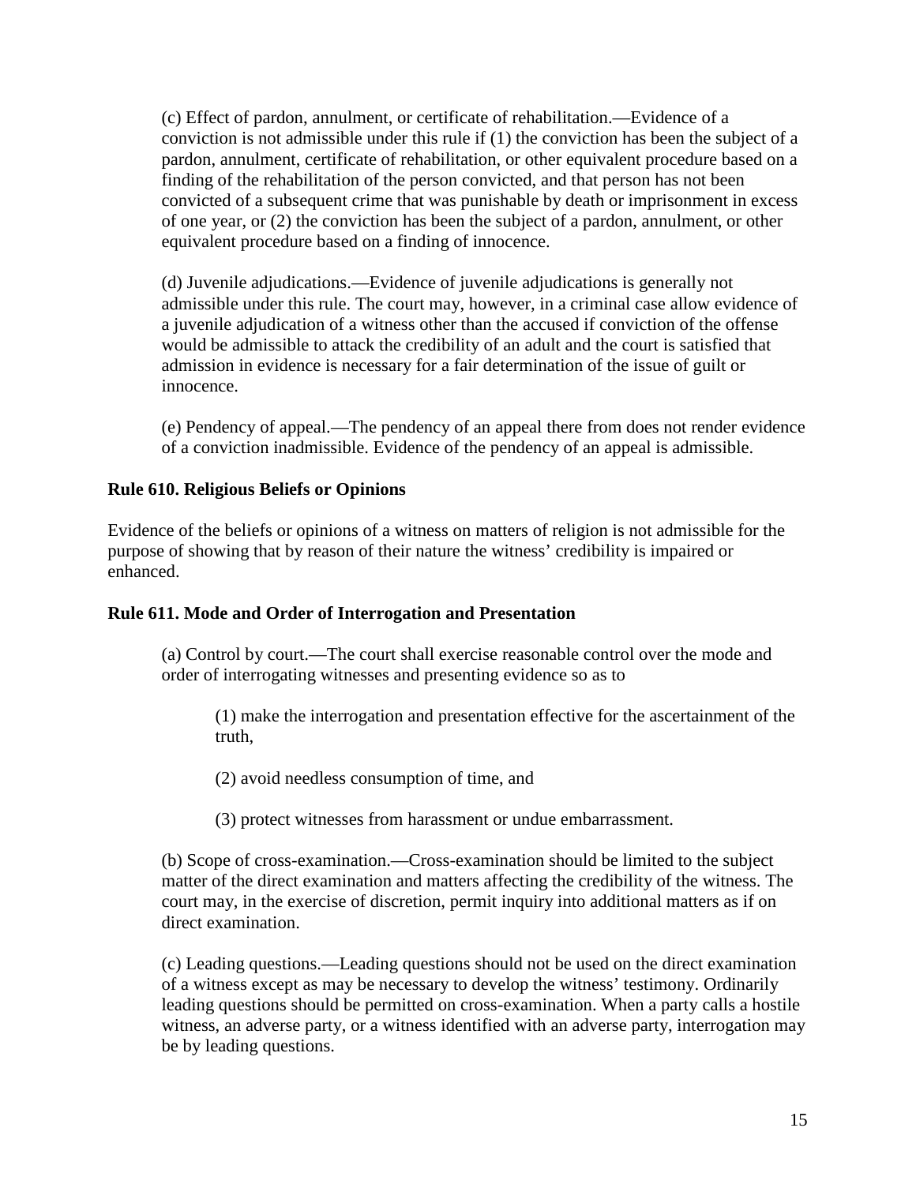(c) Effect of pardon, annulment, or certificate of rehabilitation.—Evidence of a conviction is not admissible under this rule if (1) the conviction has been the subject of a pardon, annulment, certificate of rehabilitation, or other equivalent procedure based on a finding of the rehabilitation of the person convicted, and that person has not been convicted of a subsequent crime that was punishable by death or imprisonment in excess of one year, or (2) the conviction has been the subject of a pardon, annulment, or other equivalent procedure based on a finding of innocence.

(d) Juvenile adjudications.—Evidence of juvenile adjudications is generally not admissible under this rule. The court may, however, in a criminal case allow evidence of a juvenile adjudication of a witness other than the accused if conviction of the offense would be admissible to attack the credibility of an adult and the court is satisfied that admission in evidence is necessary for a fair determination of the issue of guilt or innocence.

(e) Pendency of appeal.—The pendency of an appeal there from does not render evidence of a conviction inadmissible. Evidence of the pendency of an appeal is admissible.

**Rule 610. Religious Beliefs or Opinions**

Evidence of the beliefs or opinions of a witness on matters of religion is not admissible for the purpose of showing that by reason of their nature the witness' credibility is impaired or enhanced.

**Rule 611. Mode and Order of Interrogation and Presentation**

(a) Control by court.—The court shall exercise reasonable control over the mode and order of interrogating witnesses and presenting evidence so as to

(1) make the interrogation and presentation effective for the ascertainment of the truth,

(2) avoid needless consumption of time, and

(3) protect witnesses from harassment or undue embarrassment.

(b) Scope of cross-examination.—Cross-examination should be limited to the subject matter of the direct examination and matters affecting the credibility of the witness. The court may, in the exercise of discretion, permit inquiry into additional matters as if on direct examination.

(c) Leading questions.—Leading questions should not be used on the direct examination of a witness except as may be necessary to develop the witness' testimony. Ordinarily leading questions should be permitted on cross-examination. When a party calls a hostile witness, an adverse party, or a witness identified with an adverse party, interrogation may be by leading questions.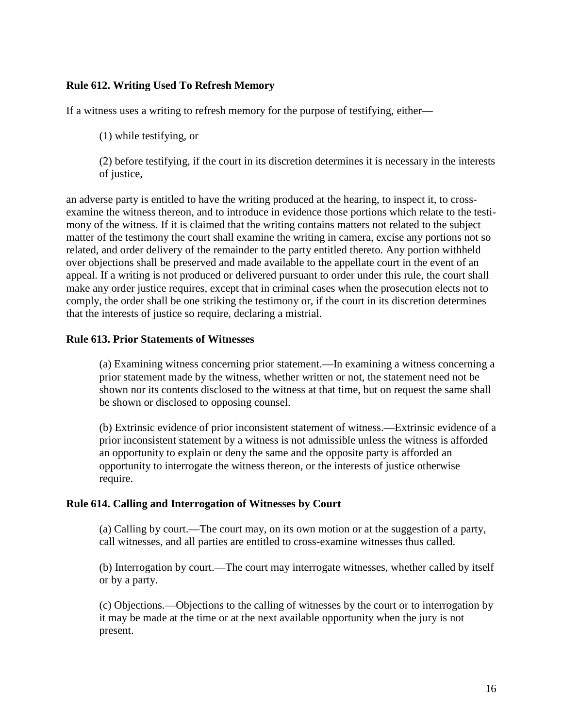**Rule 612. Writing Used To Refresh Memory**

If a witness uses a writing to refresh memory for the purpose of testifying, either—

(1) while testifying, or

(2) before testifying, if the court in its discretion determines it is necessary in the interests of justice,

an adverse party is entitled to have the writing produced at the hearing, to inspect it, to cross-examine the witness thereon, and to introduce in evidence those portions which relate to the testimony of the witness. If it is claimed that the writing contains matters not related to the subject matter of the testimony the court shall examine the writing in camera, excise any portions not so related, and order delivery of the remainder to the party entitled thereto. Any portion withheld over objections shall be preserved and made available to the appellate court in the event of an appeal. If a writing is not produced or delivered pursuant to order under this rule, the court shall make any order justice requires, except that in criminal cases when the prosecution elects not to comply, the order shall be one striking the testimony or, if the court in its discretion determines that the interests of justice so require, declaring a mistrial.

**Rule 613. Prior Statements of Witnesses**

(a) Examining witness concerning prior statement.—In examining a witness concerning a prior statement made by the witness, whether written or not, the statement need not be shown nor its contents disclosed to the witness at that time, but on request the same shall be shown or disclosed to opposing counsel.

(b) Extrinsic evidence of prior inconsistent statement of witness.—Extrinsic evidence of a prior inconsistent statement by a witness is not admissible unless the witness is afforded an opportunity to explain or deny the same and the opposite party is afforded an opportunity to interrogate the witness thereon, or the interests of justice otherwise require.

**Rule 614. Calling and Interrogation of Witnesses by Court**

(a) Calling by court.—The court may, on its own motion or at the suggestion of a party, call witnesses, and all parties are entitled to cross-examine witnesses thus called.

(b) Interrogation by court.—The court may interrogate witnesses, whether called by itself or by a party.

(c) Objections.—Objections to the calling of witnesses by the court or to interrogation by it may be made at the time or at the next available opportunity when the jury is not present.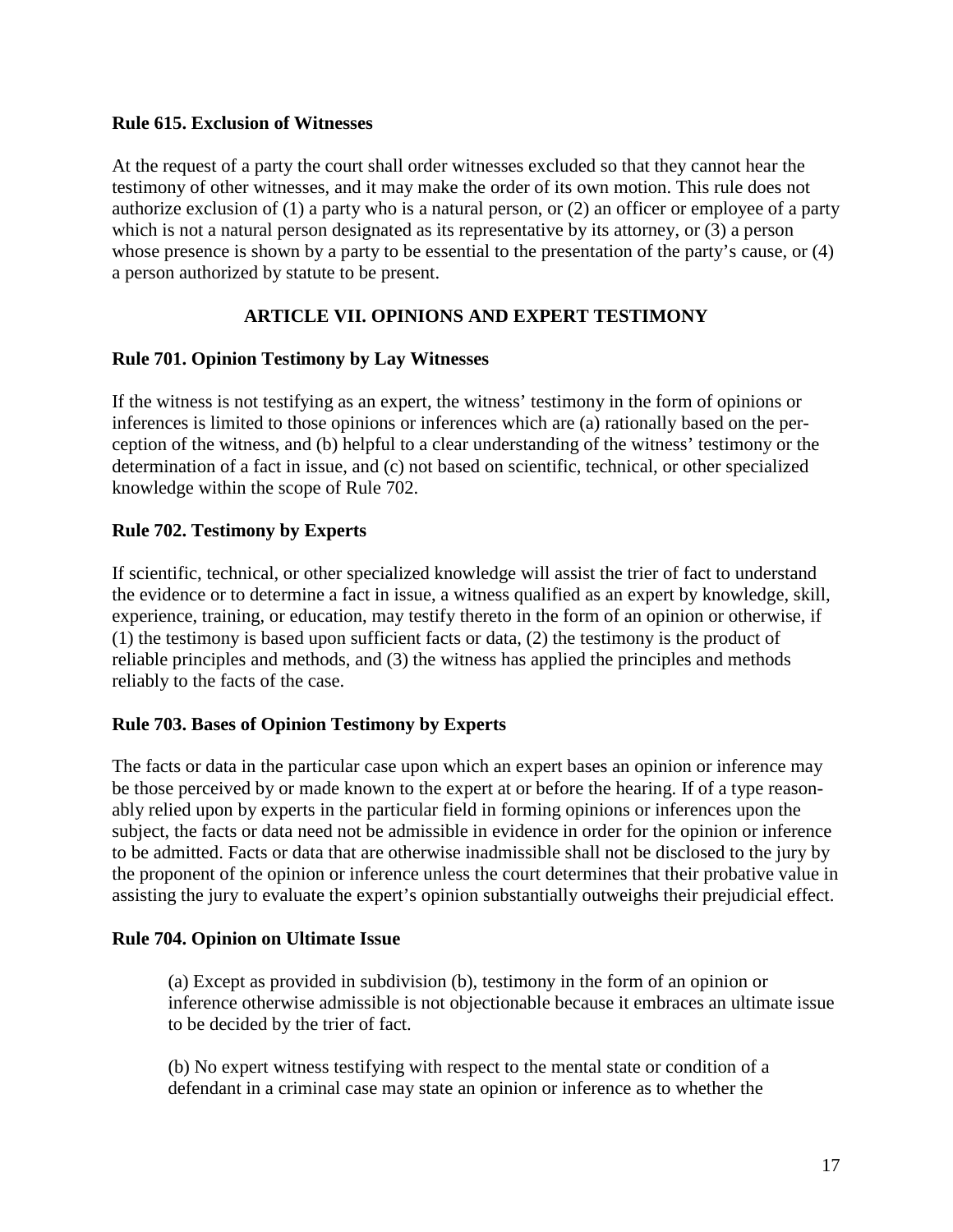### Rule 615. Exclusion of Witnesses

At the request of a party the court shall order witnesses excluded so that they cannot hear the testimony of other witnesses, and it may make the order of its own motion. This rule does not authorize exclusion of (1) a party who is a natural person, or (2) an officer or employee of a party which is not a natural person designated as its representative by its attorney, or (3) a person whose presence is shown by a party to be essential to the presentation of the party's cause, or (4) a person authorized by statute to be present.

## ARTICLE VII. OPINIONS AND EXPERT TESTIMONY

### Rule 701. Opinion Testimony by Lay Witnesses

If the witness is not testifying as an expert, the witness' testimony in the form of opinions or inferences is limited to those opinions or inferences which are (a) rationally based on the perception of the witness, and (b) helpful to a clear understanding of the witness' testimony or the determination of a fact in issue, and (c) not based on scientific, technical, or other specialized knowledge within the scope of Rule 702.

### Rule 702. Testimony by Experts

If scientific, technical, or other specialized knowledge will assist the trier of fact to understand the evidence or to determine a fact in issue, a witness qualified as an expert by knowledge, skill, experience, training, or education, may testify thereto in the form of an opinion or otherwise, if (1) the testimony is based upon sufficient facts or data, (2) the testimony is the product of reliable principles and methods, and (3) the witness has applied the principles and methods reliably to the facts of the case.

### Rule 703. Bases of Opinion Testimony by Experts

The facts or data in the particular case upon which an expert bases an opinion or inference may be those perceived by or made known to the expert at or before the hearing. If of a type reasonably relied upon by experts in the particular field in forming opinions or inferences upon the subject, the facts or data need not be admissible in evidence in order for the opinion or inference to be admitted. Facts or data that are otherwise inadmissible shall not be disclosed to the jury by the proponent of the opinion or inference unless the court determines that their probative value in assisting the jury to evaluate the expert's opinion substantially outweighs their prejudicial effect.

### Rule 704. Opinion on Ultimate Issue

(a) Except as provided in subdivision (b), testimony in the form of an opinion or inference otherwise admissible is not objectionable because it embraces an ultimate issue to be decided by the trier of fact.

(b) No expert witness testifying with respect to the mental state or condition of a defendant in a criminal case may state an opinion or inference as to whether the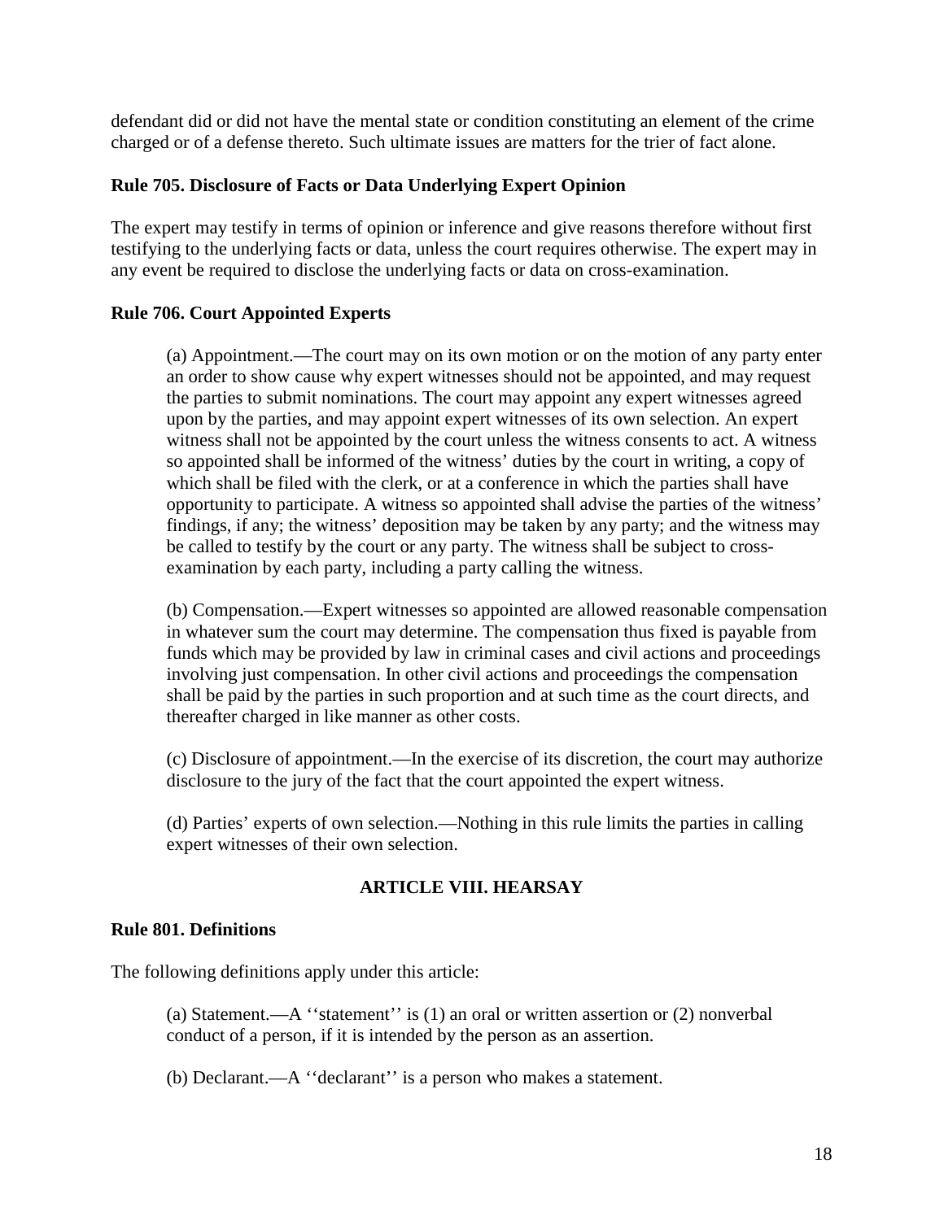defendant did or did not have the mental state or condition constituting an element of the crime charged or of a defense thereto. Such ultimate issues are matters for the trier of fact alone.

**Rule 705. Disclosure of Facts or Data Underlying Expert Opinion**

The expert may testify in terms of opinion or inference and give reasons therefore without first testifying to the underlying facts or data, unless the court requires otherwise. The expert may in any event be required to disclose the underlying facts or data on cross-examination.

**Rule 706. Court Appointed Experts**

> (a) Appointment.—The court may on its own motion or on the motion of any party enter an order to show cause why expert witnesses should not be appointed, and may request the parties to submit nominations. The court may appoint any expert witnesses agreed upon by the parties, and may appoint expert witnesses of its own selection. An expert witness shall not be appointed by the court unless the witness consents to act. A witness so appointed shall be informed of the witness' duties by the court in writing, a copy of which shall be filed with the clerk, or at a conference in which the parties shall have opportunity to participate. A witness so appointed shall advise the parties of the witness' findings, if any; the witness' deposition may be taken by any party; and the witness may be called to testify by the court or any party. The witness shall be subject to cross-examination by each party, including a party calling the witness.
>
> (b) Compensation.—Expert witnesses so appointed are allowed reasonable compensation in whatever sum the court may determine. The compensation thus fixed is payable from funds which may be provided by law in criminal cases and civil actions and proceedings involving just compensation. In other civil actions and proceedings the compensation shall be paid by the parties in such proportion and at such time as the court directs, and thereafter charged in like manner as other costs.
>
> (c) Disclosure of appointment.—In the exercise of its discretion, the court may authorize disclosure to the jury of the fact that the court appointed the expert witness.
>
> (d) Parties' experts of own selection.—Nothing in this rule limits the parties in calling expert witnesses of their own selection.

## ARTICLE VIII. HEARSAY

**Rule 801. Definitions**

The following definitions apply under this article:

> (a) Statement.—A ''statement'' is (1) an oral or written assertion or (2) nonverbal conduct of a person, if it is intended by the person as an assertion.
>
> (b) Declarant.—A ''declarant'' is a person who makes a statement.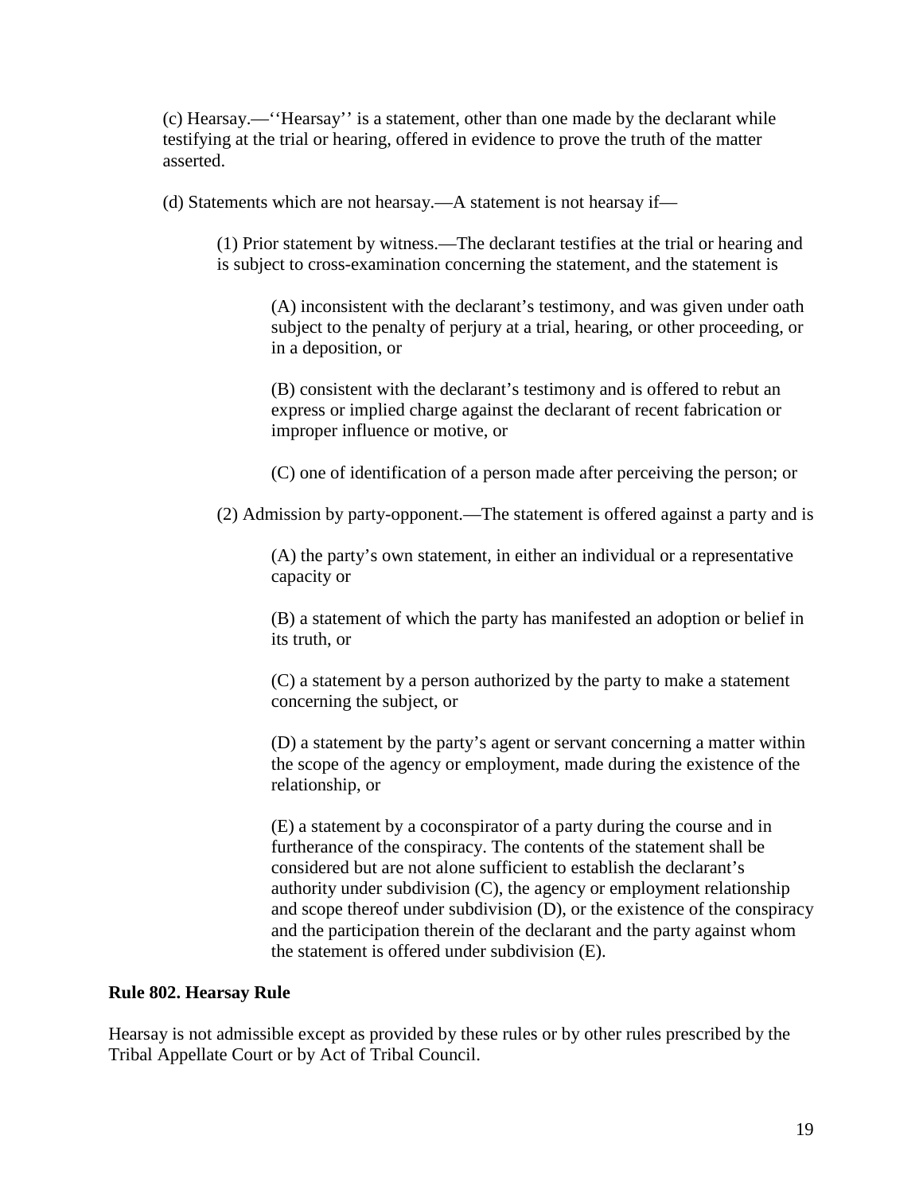(c) Hearsay.—''Hearsay'' is a statement, other than one made by the declarant while testifying at the trial or hearing, offered in evidence to prove the truth of the matter asserted.

(d) Statements which are not hearsay.—A statement is not hearsay if—

(1) Prior statement by witness.—The declarant testifies at the trial or hearing and is subject to cross-examination concerning the statement, and the statement is

(A) inconsistent with the declarant's testimony, and was given under oath subject to the penalty of perjury at a trial, hearing, or other proceeding, or in a deposition, or

(B) consistent with the declarant's testimony and is offered to rebut an express or implied charge against the declarant of recent fabrication or improper influence or motive, or

(C) one of identification of a person made after perceiving the person; or

(2) Admission by party-opponent.—The statement is offered against a party and is

(A) the party's own statement, in either an individual or a representative capacity or

(B) a statement of which the party has manifested an adoption or belief in its truth, or

(C) a statement by a person authorized by the party to make a statement concerning the subject, or

(D) a statement by the party's agent or servant concerning a matter within the scope of the agency or employment, made during the existence of the relationship, or

(E) a statement by a coconspirator of a party during the course and in furtherance of the conspiracy. The contents of the statement shall be considered but are not alone sufficient to establish the declarant's authority under subdivision (C), the agency or employment relationship and scope thereof under subdivision (D), or the existence of the conspiracy and the participation therein of the declarant and the party against whom the statement is offered under subdivision (E).

**Rule 802. Hearsay Rule**

Hearsay is not admissible except as provided by these rules or by other rules prescribed by the Tribal Appellate Court or by Act of Tribal Council.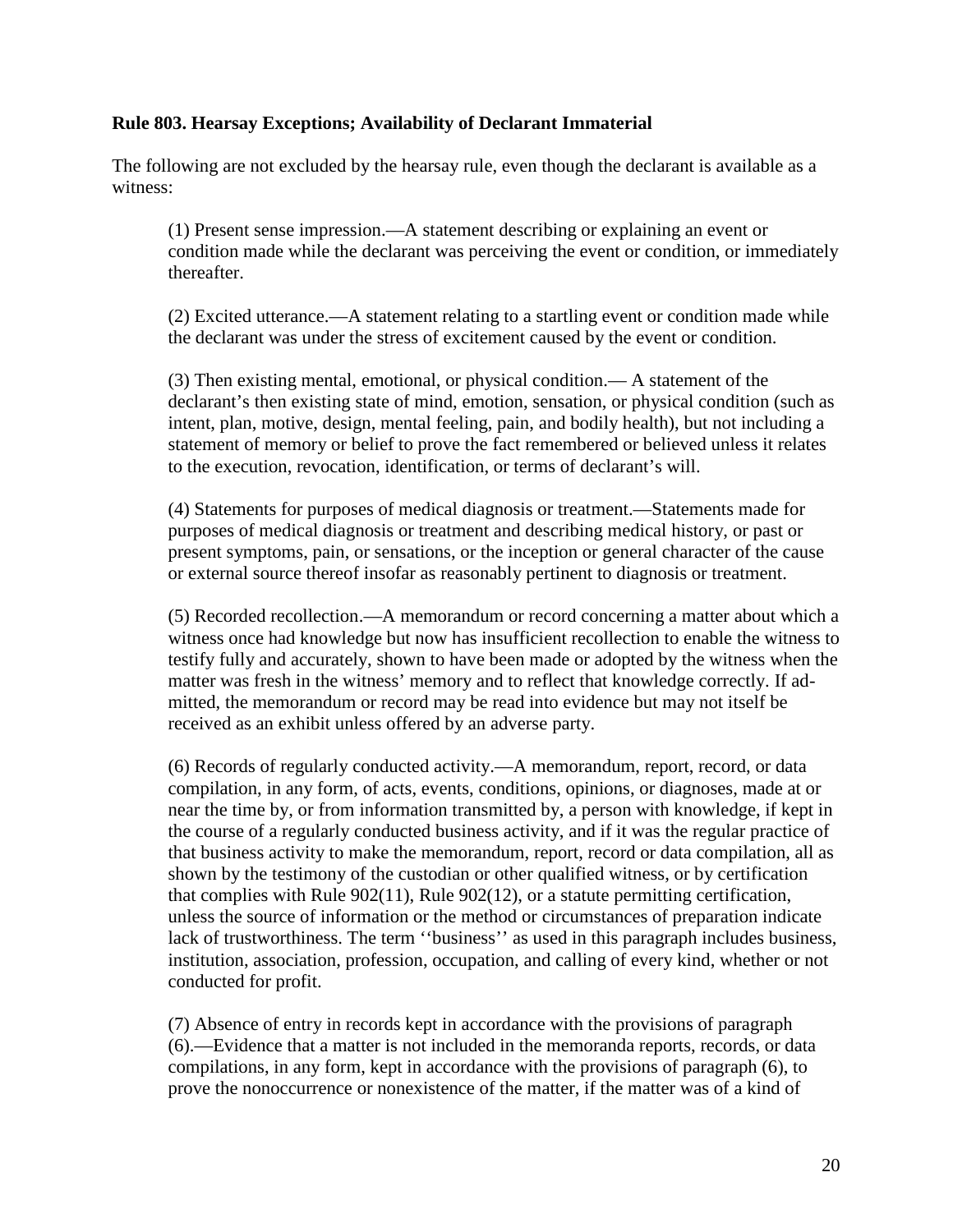**Rule 803. Hearsay Exceptions; Availability of Declarant Immaterial**

The following are not excluded by the hearsay rule, even though the declarant is available as a witness:

(1) Present sense impression.—A statement describing or explaining an event or condition made while the declarant was perceiving the event or condition, or immediately thereafter.

(2) Excited utterance.—A statement relating to a startling event or condition made while the declarant was under the stress of excitement caused by the event or condition.

(3) Then existing mental, emotional, or physical condition.— A statement of the declarant's then existing state of mind, emotion, sensation, or physical condition (such as intent, plan, motive, design, mental feeling, pain, and bodily health), but not including a statement of memory or belief to prove the fact remembered or believed unless it relates to the execution, revocation, identification, or terms of declarant's will.

(4) Statements for purposes of medical diagnosis or treatment.—Statements made for purposes of medical diagnosis or treatment and describing medical history, or past or present symptoms, pain, or sensations, or the inception or general character of the cause or external source thereof insofar as reasonably pertinent to diagnosis or treatment.

(5) Recorded recollection.—A memorandum or record concerning a matter about which a witness once had knowledge but now has insufficient recollection to enable the witness to testify fully and accurately, shown to have been made or adopted by the witness when the matter was fresh in the witness' memory and to reflect that knowledge correctly. If admitted, the memorandum or record may be read into evidence but may not itself be received as an exhibit unless offered by an adverse party.

(6) Records of regularly conducted activity.—A memorandum, report, record, or data compilation, in any form, of acts, events, conditions, opinions, or diagnoses, made at or near the time by, or from information transmitted by, a person with knowledge, if kept in the course of a regularly conducted business activity, and if it was the regular practice of that business activity to make the memorandum, report, record or data compilation, all as shown by the testimony of the custodian or other qualified witness, or by certification that complies with Rule 902(11), Rule 902(12), or a statute permitting certification, unless the source of information or the method or circumstances of preparation indicate lack of trustworthiness. The term ''business'' as used in this paragraph includes business, institution, association, profession, occupation, and calling of every kind, whether or not conducted for profit.

(7) Absence of entry in records kept in accordance with the provisions of paragraph (6).—Evidence that a matter is not included in the memoranda reports, records, or data compilations, in any form, kept in accordance with the provisions of paragraph (6), to prove the nonoccurrence or nonexistence of the matter, if the matter was of a kind of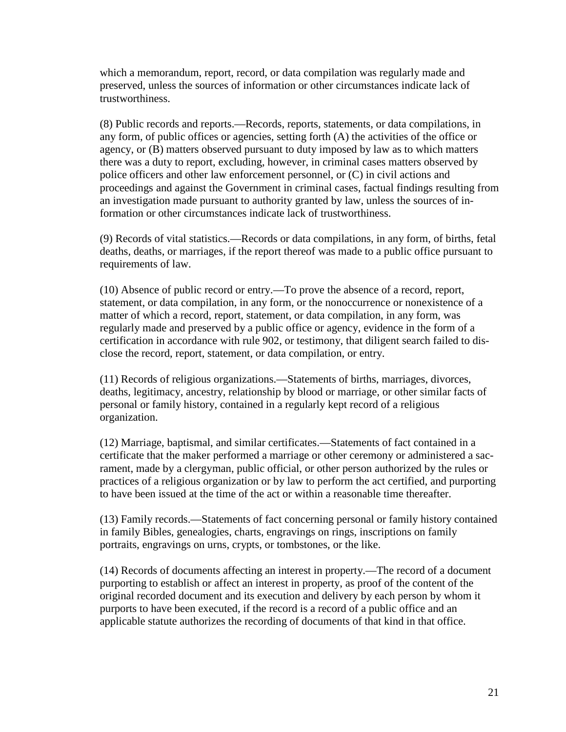which a memorandum, report, record, or data compilation was regularly made and preserved, unless the sources of information or other circumstances indicate lack of trustworthiness.

(8) Public records and reports.—Records, reports, statements, or data compilations, in any form, of public offices or agencies, setting forth (A) the activities of the office or agency, or (B) matters observed pursuant to duty imposed by law as to which matters there was a duty to report, excluding, however, in criminal cases matters observed by police officers and other law enforcement personnel, or (C) in civil actions and proceedings and against the Government in criminal cases, factual findings resulting from an investigation made pursuant to authority granted by law, unless the sources of information or other circumstances indicate lack of trustworthiness.

(9) Records of vital statistics.—Records or data compilations, in any form, of births, fetal deaths, deaths, or marriages, if the report thereof was made to a public office pursuant to requirements of law.

(10) Absence of public record or entry.—To prove the absence of a record, report, statement, or data compilation, in any form, or the nonoccurrence or nonexistence of a matter of which a record, report, statement, or data compilation, in any form, was regularly made and preserved by a public office or agency, evidence in the form of a certification in accordance with rule 902, or testimony, that diligent search failed to disclose the record, report, statement, or data compilation, or entry.

(11) Records of religious organizations.—Statements of births, marriages, divorces, deaths, legitimacy, ancestry, relationship by blood or marriage, or other similar facts of personal or family history, contained in a regularly kept record of a religious organization.

(12) Marriage, baptismal, and similar certificates.—Statements of fact contained in a certificate that the maker performed a marriage or other ceremony or administered a sacrament, made by a clergyman, public official, or other person authorized by the rules or practices of a religious organization or by law to perform the act certified, and purporting to have been issued at the time of the act or within a reasonable time thereafter.

(13) Family records.—Statements of fact concerning personal or family history contained in family Bibles, genealogies, charts, engravings on rings, inscriptions on family portraits, engravings on urns, crypts, or tombstones, or the like.

(14) Records of documents affecting an interest in property.—The record of a document purporting to establish or affect an interest in property, as proof of the content of the original recorded document and its execution and delivery by each person by whom it purports to have been executed, if the record is a record of a public office and an applicable statute authorizes the recording of documents of that kind in that office.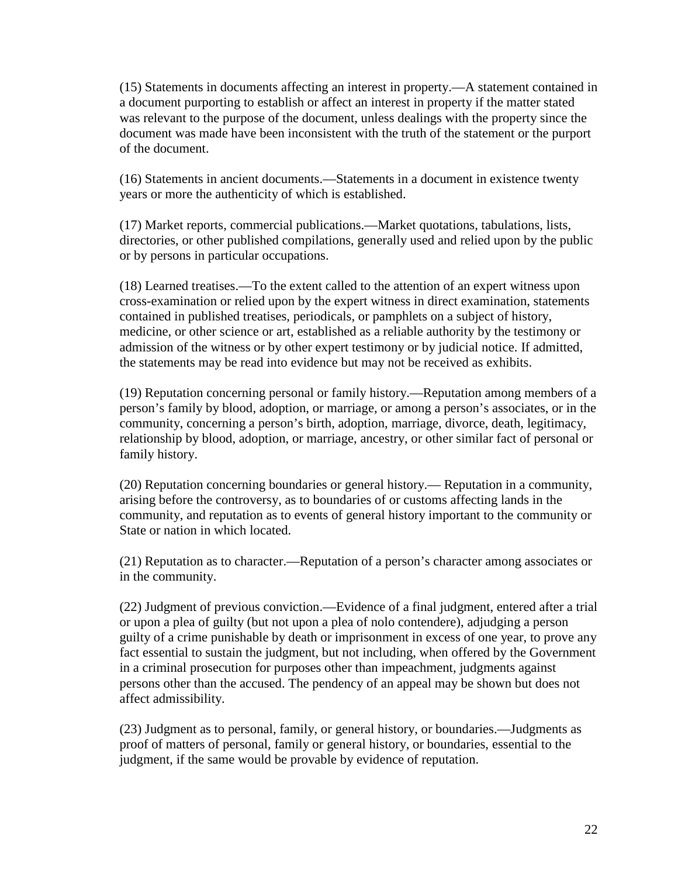(15) Statements in documents affecting an interest in property.—A statement contained in a document purporting to establish or affect an interest in property if the matter stated was relevant to the purpose of the document, unless dealings with the property since the document was made have been inconsistent with the truth of the statement or the purport of the document.

(16) Statements in ancient documents.—Statements in a document in existence twenty years or more the authenticity of which is established.

(17) Market reports, commercial publications.—Market quotations, tabulations, lists, directories, or other published compilations, generally used and relied upon by the public or by persons in particular occupations.

(18) Learned treatises.—To the extent called to the attention of an expert witness upon cross-examination or relied upon by the expert witness in direct examination, statements contained in published treatises, periodicals, or pamphlets on a subject of history, medicine, or other science or art, established as a reliable authority by the testimony or admission of the witness or by other expert testimony or by judicial notice. If admitted, the statements may be read into evidence but may not be received as exhibits.

(19) Reputation concerning personal or family history.—Reputation among members of a person's family by blood, adoption, or marriage, or among a person's associates, or in the community, concerning a person's birth, adoption, marriage, divorce, death, legitimacy, relationship by blood, adoption, or marriage, ancestry, or other similar fact of personal or family history.

(20) Reputation concerning boundaries or general history.— Reputation in a community, arising before the controversy, as to boundaries of or customs affecting lands in the community, and reputation as to events of general history important to the community or State or nation in which located.

(21) Reputation as to character.—Reputation of a person's character among associates or in the community.

(22) Judgment of previous conviction.—Evidence of a final judgment, entered after a trial or upon a plea of guilty (but not upon a plea of nolo contendere), adjudging a person guilty of a crime punishable by death or imprisonment in excess of one year, to prove any fact essential to sustain the judgment, but not including, when offered by the Government in a criminal prosecution for purposes other than impeachment, judgments against persons other than the accused. The pendency of an appeal may be shown but does not affect admissibility.

(23) Judgment as to personal, family, or general history, or boundaries.—Judgments as proof of matters of personal, family or general history, or boundaries, essential to the judgment, if the same would be provable by evidence of reputation.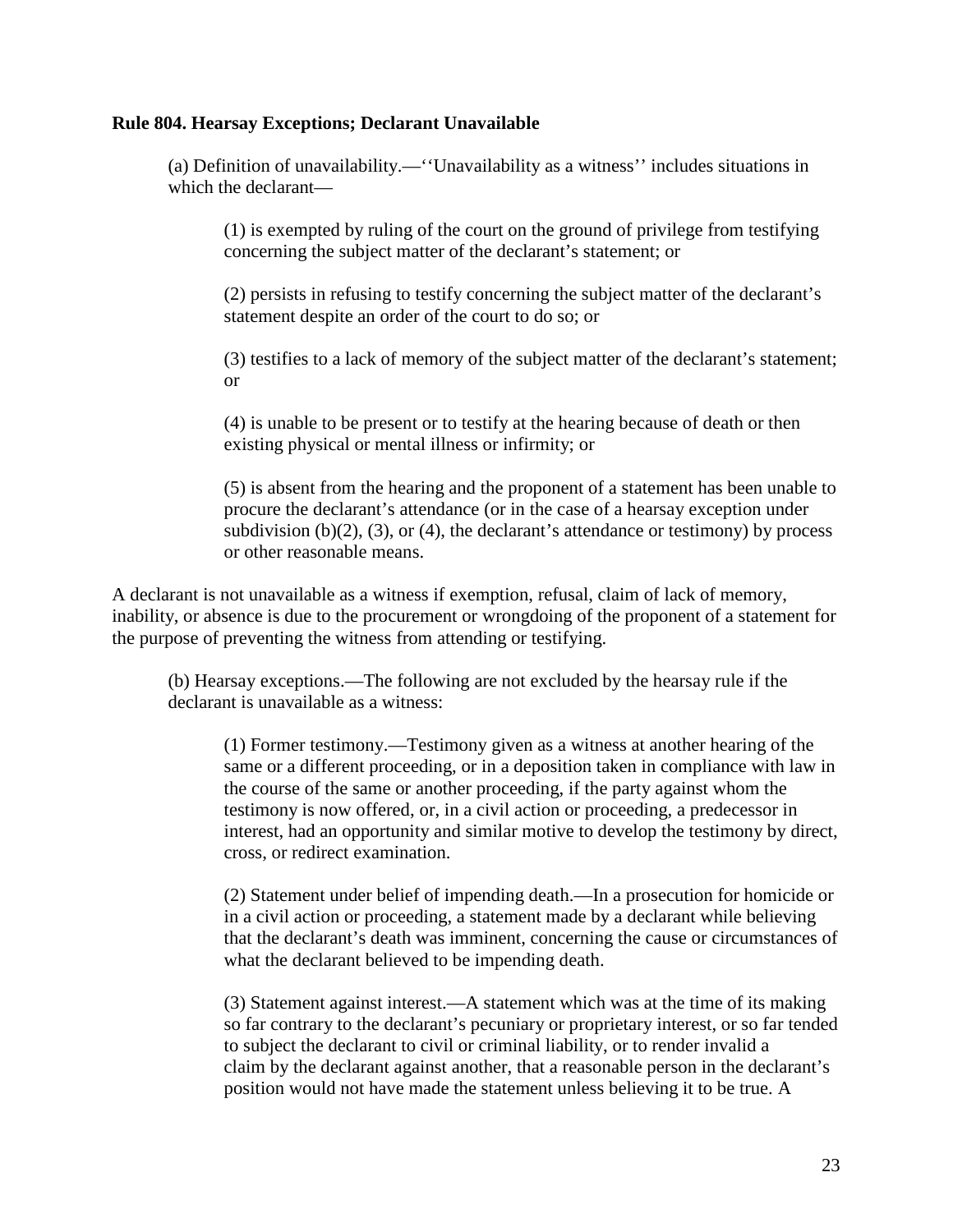**Rule 804. Hearsay Exceptions; Declarant Unavailable**

(a) Definition of unavailability.—''Unavailability as a witness'' includes situations in which the declarant—

(1) is exempted by ruling of the court on the ground of privilege from testifying concerning the subject matter of the declarant's statement; or

(2) persists in refusing to testify concerning the subject matter of the declarant's statement despite an order of the court to do so; or

(3) testifies to a lack of memory of the subject matter of the declarant's statement; or

(4) is unable to be present or to testify at the hearing because of death or then existing physical or mental illness or infirmity; or

(5) is absent from the hearing and the proponent of a statement has been unable to procure the declarant's attendance (or in the case of a hearsay exception under subdivision (b)(2), (3), or (4), the declarant's attendance or testimony) by process or other reasonable means.

A declarant is not unavailable as a witness if exemption, refusal, claim of lack of memory, inability, or absence is due to the procurement or wrongdoing of the proponent of a statement for the purpose of preventing the witness from attending or testifying.

(b) Hearsay exceptions.—The following are not excluded by the hearsay rule if the declarant is unavailable as a witness:

(1) Former testimony.—Testimony given as a witness at another hearing of the same or a different proceeding, or in a deposition taken in compliance with law in the course of the same or another proceeding, if the party against whom the testimony is now offered, or, in a civil action or proceeding, a predecessor in interest, had an opportunity and similar motive to develop the testimony by direct, cross, or redirect examination.

(2) Statement under belief of impending death.—In a prosecution for homicide or in a civil action or proceeding, a statement made by a declarant while believing that the declarant's death was imminent, concerning the cause or circumstances of what the declarant believed to be impending death.

(3) Statement against interest.—A statement which was at the time of its making so far contrary to the declarant's pecuniary or proprietary interest, or so far tended to subject the declarant to civil or criminal liability, or to render invalid a claim by the declarant against another, that a reasonable person in the declarant's position would not have made the statement unless believing it to be true. A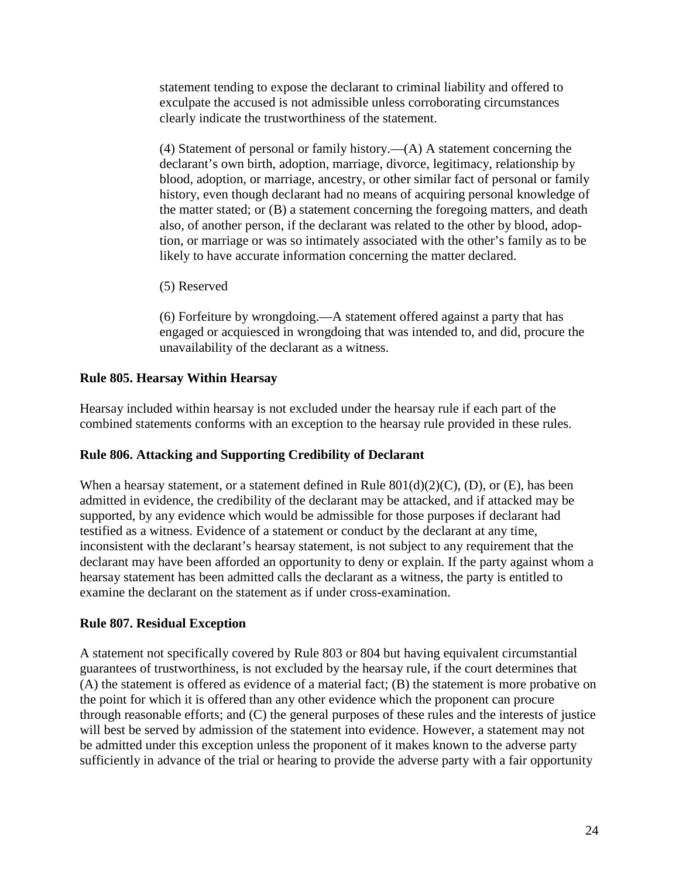statement tending to expose the declarant to criminal liability and offered to exculpate the accused is not admissible unless corroborating circumstances clearly indicate the trustworthiness of the statement.

(4) Statement of personal or family history.—(A) A statement concerning the declarant's own birth, adoption, marriage, divorce, legitimacy, relationship by blood, adoption, or marriage, ancestry, or other similar fact of personal or family history, even though declarant had no means of acquiring personal knowledge of the matter stated; or (B) a statement concerning the foregoing matters, and death also, of another person, if the declarant was related to the other by blood, adoption, or marriage or was so intimately associated with the other's family as to be likely to have accurate information concerning the matter declared.

(5) Reserved

(6) Forfeiture by wrongdoing.—A statement offered against a party that has engaged or acquiesced in wrongdoing that was intended to, and did, procure the unavailability of the declarant as a witness.

**Rule 805. Hearsay Within Hearsay**

Hearsay included within hearsay is not excluded under the hearsay rule if each part of the combined statements conforms with an exception to the hearsay rule provided in these rules.

**Rule 806. Attacking and Supporting Credibility of Declarant**

When a hearsay statement, or a statement defined in Rule 801(d)(2)(C), (D), or (E), has been admitted in evidence, the credibility of the declarant may be attacked, and if attacked may be supported, by any evidence which would be admissible for those purposes if declarant had testified as a witness. Evidence of a statement or conduct by the declarant at any time, inconsistent with the declarant's hearsay statement, is not subject to any requirement that the declarant may have been afforded an opportunity to deny or explain. If the party against whom a hearsay statement has been admitted calls the declarant as a witness, the party is entitled to examine the declarant on the statement as if under cross-examination.

**Rule 807. Residual Exception**

A statement not specifically covered by Rule 803 or 804 but having equivalent circumstantial guarantees of trustworthiness, is not excluded by the hearsay rule, if the court determines that (A) the statement is offered as evidence of a material fact; (B) the statement is more probative on the point for which it is offered than any other evidence which the proponent can procure through reasonable efforts; and (C) the general purposes of these rules and the interests of justice will best be served by admission of the statement into evidence. However, a statement may not be admitted under this exception unless the proponent of it makes known to the adverse party sufficiently in advance of the trial or hearing to provide the adverse party with a fair opportunity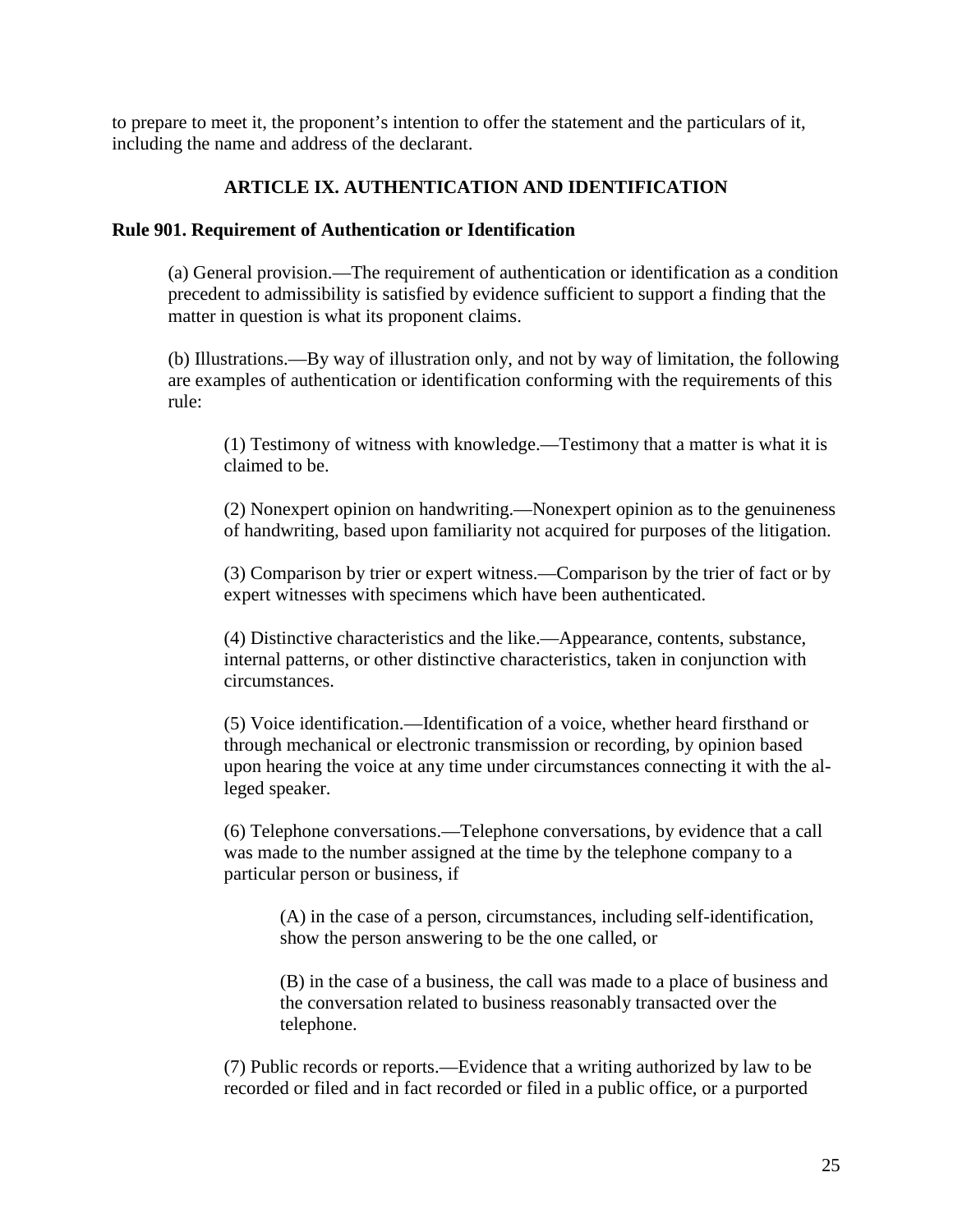to prepare to meet it, the proponent's intention to offer the statement and the particulars of it, including the name and address of the declarant.

## ARTICLE IX. AUTHENTICATION AND IDENTIFICATION

### Rule 901. Requirement of Authentication or Identification

(a) General provision.—The requirement of authentication or identification as a condition precedent to admissibility is satisfied by evidence sufficient to support a finding that the matter in question is what its proponent claims.

(b) Illustrations.—By way of illustration only, and not by way of limitation, the following are examples of authentication or identification conforming with the requirements of this rule:

(1) Testimony of witness with knowledge.—Testimony that a matter is what it is claimed to be.

(2) Nonexpert opinion on handwriting.—Nonexpert opinion as to the genuineness of handwriting, based upon familiarity not acquired for purposes of the litigation.

(3) Comparison by trier or expert witness.—Comparison by the trier of fact or by expert witnesses with specimens which have been authenticated.

(4) Distinctive characteristics and the like.—Appearance, contents, substance, internal patterns, or other distinctive characteristics, taken in conjunction with circumstances.

(5) Voice identification.—Identification of a voice, whether heard firsthand or through mechanical or electronic transmission or recording, by opinion based upon hearing the voice at any time under circumstances connecting it with the alleged speaker.

(6) Telephone conversations.—Telephone conversations, by evidence that a call was made to the number assigned at the time by the telephone company to a particular person or business, if

(A) in the case of a person, circumstances, including self-identification, show the person answering to be the one called, or

(B) in the case of a business, the call was made to a place of business and the conversation related to business reasonably transacted over the telephone.

(7) Public records or reports.—Evidence that a writing authorized by law to be recorded or filed and in fact recorded or filed in a public office, or a purported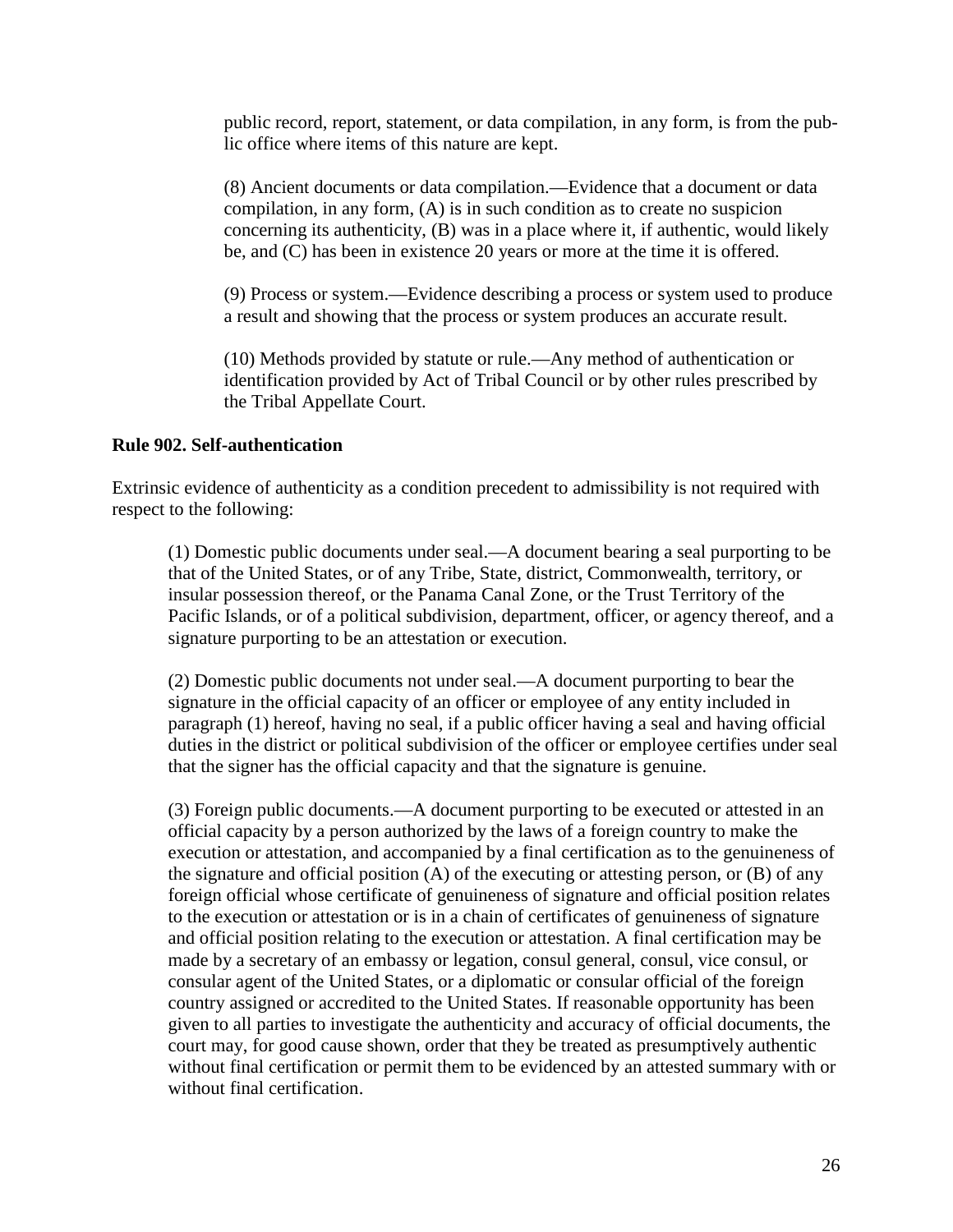public record, report, statement, or data compilation, in any form, is from the public office where items of this nature are kept.

(8) Ancient documents or data compilation.—Evidence that a document or data compilation, in any form, (A) is in such condition as to create no suspicion concerning its authenticity, (B) was in a place where it, if authentic, would likely be, and (C) has been in existence 20 years or more at the time it is offered.

(9) Process or system.—Evidence describing a process or system used to produce a result and showing that the process or system produces an accurate result.

(10) Methods provided by statute or rule.—Any method of authentication or identification provided by Act of Tribal Council or by other rules prescribed by the Tribal Appellate Court.

**Rule 902. Self-authentication**

Extrinsic evidence of authenticity as a condition precedent to admissibility is not required with respect to the following:

(1) Domestic public documents under seal.—A document bearing a seal purporting to be that of the United States, or of any Tribe, State, district, Commonwealth, territory, or insular possession thereof, or the Panama Canal Zone, or the Trust Territory of the Pacific Islands, or of a political subdivision, department, officer, or agency thereof, and a signature purporting to be an attestation or execution.

(2) Domestic public documents not under seal.—A document purporting to bear the signature in the official capacity of an officer or employee of any entity included in paragraph (1) hereof, having no seal, if a public officer having a seal and having official duties in the district or political subdivision of the officer or employee certifies under seal that the signer has the official capacity and that the signature is genuine.

(3) Foreign public documents.—A document purporting to be executed or attested in an official capacity by a person authorized by the laws of a foreign country to make the execution or attestation, and accompanied by a final certification as to the genuineness of the signature and official position (A) of the executing or attesting person, or (B) of any foreign official whose certificate of genuineness of signature and official position relates to the execution or attestation or is in a chain of certificates of genuineness of signature and official position relating to the execution or attestation. A final certification may be made by a secretary of an embassy or legation, consul general, consul, vice consul, or consular agent of the United States, or a diplomatic or consular official of the foreign country assigned or accredited to the United States. If reasonable opportunity has been given to all parties to investigate the authenticity and accuracy of official documents, the court may, for good cause shown, order that they be treated as presumptively authentic without final certification or permit them to be evidenced by an attested summary with or without final certification.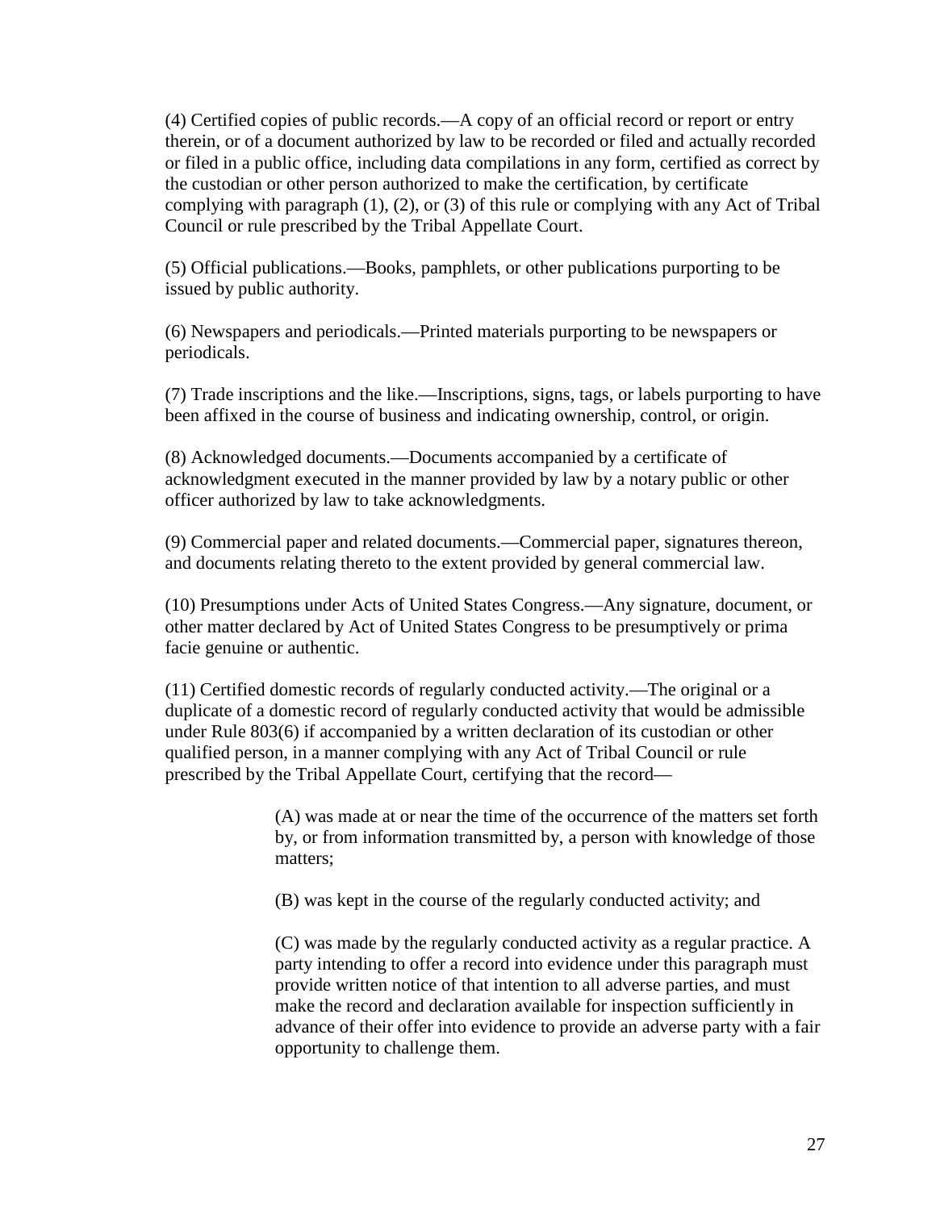(4) Certified copies of public records.—A copy of an official record or report or entry therein, or of a document authorized by law to be recorded or filed and actually recorded or filed in a public office, including data compilations in any form, certified as correct by the custodian or other person authorized to make the certification, by certificate complying with paragraph (1), (2), or (3) of this rule or complying with any Act of Tribal Council or rule prescribed by the Tribal Appellate Court.

(5) Official publications.—Books, pamphlets, or other publications purporting to be issued by public authority.

(6) Newspapers and periodicals.—Printed materials purporting to be newspapers or periodicals.

(7) Trade inscriptions and the like.—Inscriptions, signs, tags, or labels purporting to have been affixed in the course of business and indicating ownership, control, or origin.

(8) Acknowledged documents.—Documents accompanied by a certificate of acknowledgment executed in the manner provided by law by a notary public or other officer authorized by law to take acknowledgments.

(9) Commercial paper and related documents.—Commercial paper, signatures thereon, and documents relating thereto to the extent provided by general commercial law.

(10) Presumptions under Acts of United States Congress.—Any signature, document, or other matter declared by Act of United States Congress to be presumptively or prima facie genuine or authentic.

(11) Certified domestic records of regularly conducted activity.—The original or a duplicate of a domestic record of regularly conducted activity that would be admissible under Rule 803(6) if accompanied by a written declaration of its custodian or other qualified person, in a manner complying with any Act of Tribal Council or rule prescribed by the Tribal Appellate Court, certifying that the record—

> (A) was made at or near the time of the occurrence of the matters set forth by, or from information transmitted by, a person with knowledge of those matters;
>
> (B) was kept in the course of the regularly conducted activity; and
>
> (C) was made by the regularly conducted activity as a regular practice. A party intending to offer a record into evidence under this paragraph must provide written notice of that intention to all adverse parties, and must make the record and declaration available for inspection sufficiently in advance of their offer into evidence to provide an adverse party with a fair opportunity to challenge them.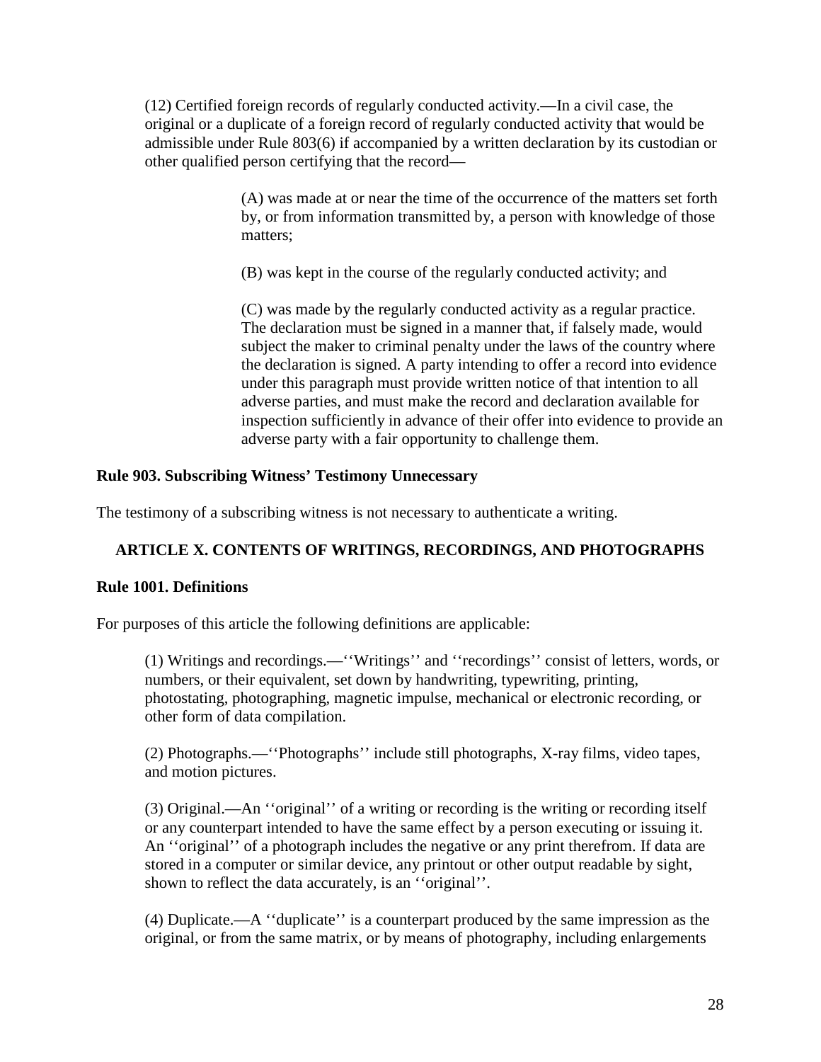(12) Certified foreign records of regularly conducted activity.—In a civil case, the original or a duplicate of a foreign record of regularly conducted activity that would be admissible under Rule 803(6) if accompanied by a written declaration by its custodian or other qualified person certifying that the record—

> (A) was made at or near the time of the occurrence of the matters set forth by, or from information transmitted by, a person with knowledge of those matters;
>
> (B) was kept in the course of the regularly conducted activity; and
>
> (C) was made by the regularly conducted activity as a regular practice. The declaration must be signed in a manner that, if falsely made, would subject the maker to criminal penalty under the laws of the country where the declaration is signed. A party intending to offer a record into evidence under this paragraph must provide written notice of that intention to all adverse parties, and must make the record and declaration available for inspection sufficiently in advance of their offer into evidence to provide an adverse party with a fair opportunity to challenge them.

**Rule 903. Subscribing Witness' Testimony Unnecessary**

The testimony of a subscribing witness is not necessary to authenticate a writing.

## ARTICLE X. CONTENTS OF WRITINGS, RECORDINGS, AND PHOTOGRAPHS

**Rule 1001. Definitions**

For purposes of this article the following definitions are applicable:

(1) Writings and recordings.—''Writings'' and ''recordings'' consist of letters, words, or numbers, or their equivalent, set down by handwriting, typewriting, printing, photostating, photographing, magnetic impulse, mechanical or electronic recording, or other form of data compilation.

(2) Photographs.—''Photographs'' include still photographs, X-ray films, video tapes, and motion pictures.

(3) Original.—An ''original'' of a writing or recording is the writing or recording itself or any counterpart intended to have the same effect by a person executing or issuing it. An ''original'' of a photograph includes the negative or any print therefrom. If data are stored in a computer or similar device, any printout or other output readable by sight, shown to reflect the data accurately, is an ''original''.

(4) Duplicate.—A ''duplicate'' is a counterpart produced by the same impression as the original, or from the same matrix, or by means of photography, including enlargements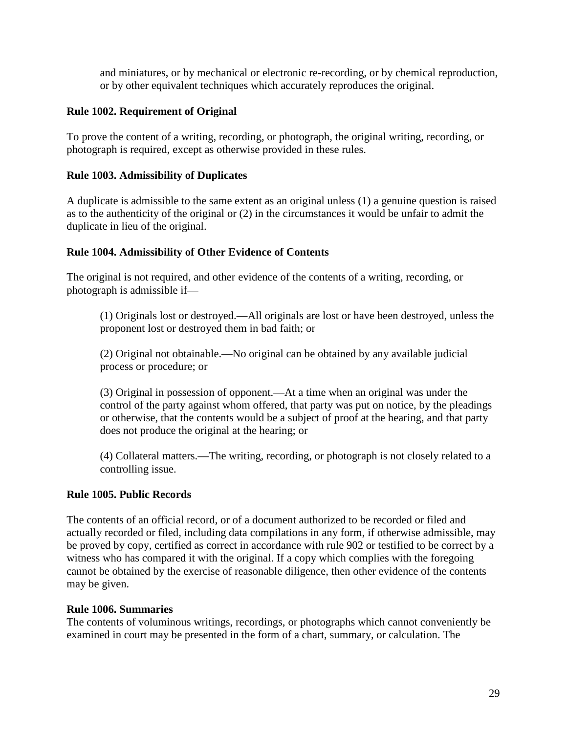and miniatures, or by mechanical or electronic re-recording, or by chemical reproduction, or by other equivalent techniques which accurately reproduces the original.

### Rule 1002. Requirement of Original

To prove the content of a writing, recording, or photograph, the original writing, recording, or photograph is required, except as otherwise provided in these rules.

### Rule 1003. Admissibility of Duplicates

A duplicate is admissible to the same extent as an original unless (1) a genuine question is raised as to the authenticity of the original or (2) in the circumstances it would be unfair to admit the duplicate in lieu of the original.

### Rule 1004. Admissibility of Other Evidence of Contents

The original is not required, and other evidence of the contents of a writing, recording, or photograph is admissible if—

(1) Originals lost or destroyed.—All originals are lost or have been destroyed, unless the proponent lost or destroyed them in bad faith; or

(2) Original not obtainable.—No original can be obtained by any available judicial process or procedure; or

(3) Original in possession of opponent.—At a time when an original was under the control of the party against whom offered, that party was put on notice, by the pleadings or otherwise, that the contents would be a subject of proof at the hearing, and that party does not produce the original at the hearing; or

(4) Collateral matters.—The writing, recording, or photograph is not closely related to a controlling issue.

### Rule 1005. Public Records

The contents of an official record, or of a document authorized to be recorded or filed and actually recorded or filed, including data compilations in any form, if otherwise admissible, may be proved by copy, certified as correct in accordance with rule 902 or testified to be correct by a witness who has compared it with the original. If a copy which complies with the foregoing cannot be obtained by the exercise of reasonable diligence, then other evidence of the contents may be given.

### Rule 1006. Summaries

The contents of voluminous writings, recordings, or photographs which cannot conveniently be examined in court may be presented in the form of a chart, summary, or calculation. The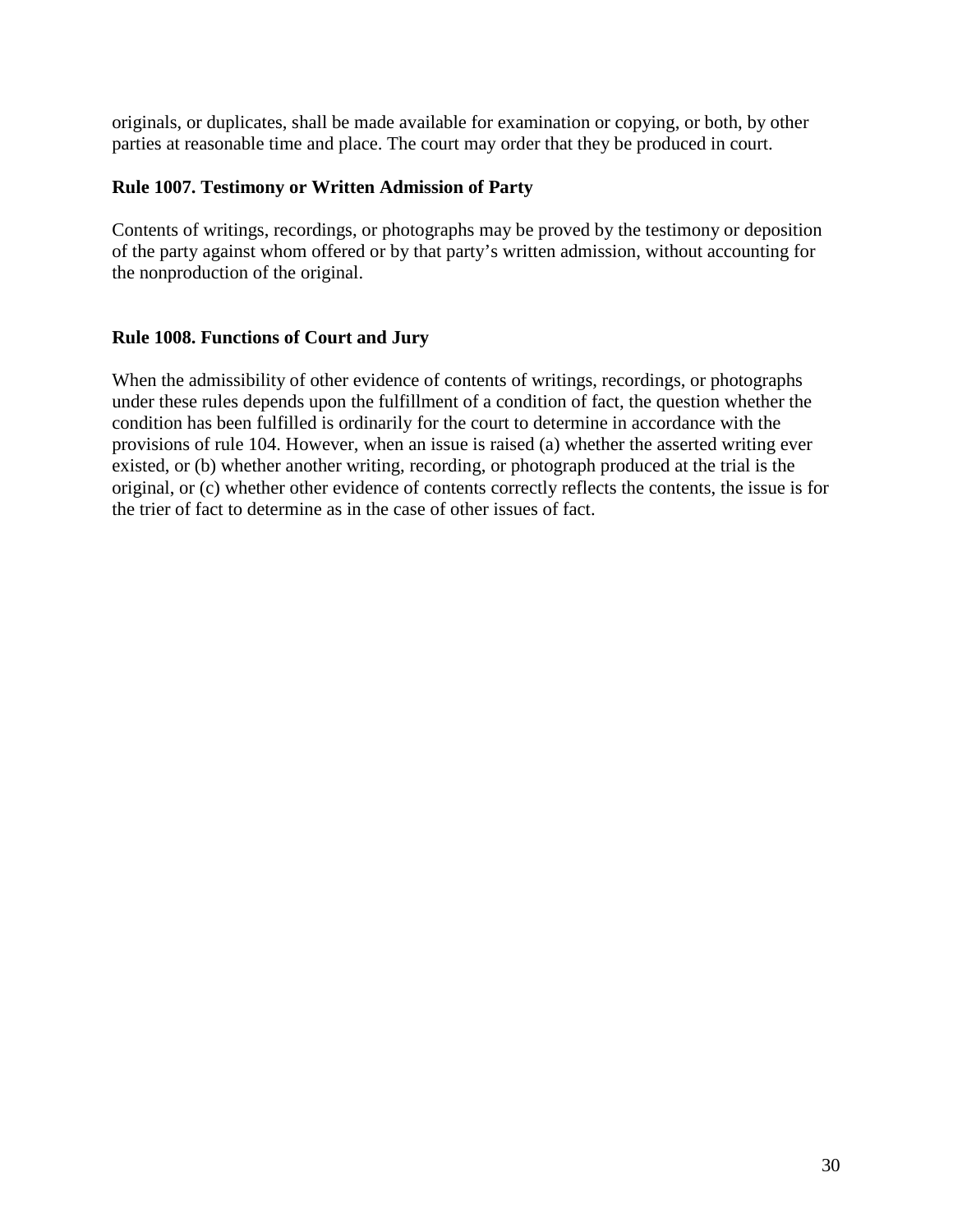originals, or duplicates, shall be made available for examination or copying, or both, by other parties at reasonable time and place. The court may order that they be produced in court.

**Rule 1007. Testimony or Written Admission of Party**

Contents of writings, recordings, or photographs may be proved by the testimony or deposition of the party against whom offered or by that party's written admission, without accounting for the nonproduction of the original.

**Rule 1008. Functions of Court and Jury**

When the admissibility of other evidence of contents of writings, recordings, or photographs under these rules depends upon the fulfillment of a condition of fact, the question whether the condition has been fulfilled is ordinarily for the court to determine in accordance with the provisions of rule 104. However, when an issue is raised (a) whether the asserted writing ever existed, or (b) whether another writing, recording, or photograph produced at the trial is the original, or (c) whether other evidence of contents correctly reflects the contents, the issue is for the trier of fact to determine as in the case of other issues of fact.